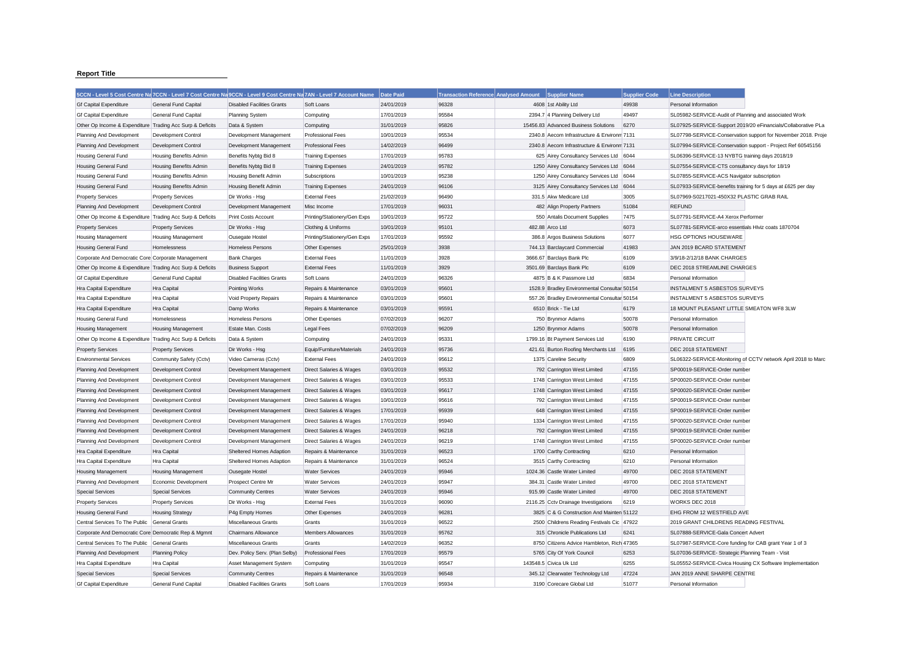**Report Title**

| 5CCN - Level 5 Cost Centre Na | 7CCN - Level 7 Cost Centre Na | 9CCN - Level 9 Cost Centre Na | 7AN - Level 7 Account Name | Date Paid | Transaction Reference | Analysed Amount | Supplier Name | Supplier Code | Line Description |
|---|---|---|---|---|---|---|---|---|---|
| Gf Capital Expenditure | General Fund Capital | Disabled Facilities Grants | Soft Loans | 24/01/2019 | 96328 | 4608 | 1st Ability Ltd | 49938 | Personal Information |
| Gf Capital Expenditure | General Fund Capital | Planning System | Computing | 17/01/2019 | 95584 | 2394.7 | 4 Planning Delivery Ltd | 49497 | SL05982-SERVICE-Audit of Planning and associated Work |
| Other Op Income & Expenditure | Trading Acc Surp & Deficits | Data & System | Computing | 31/01/2019 | 95826 | 15456.83 | Advanced Business Solutions | 6270 | SL07925-SERVICE-Support 2019/20 eFinancials/Collaborative PLa |
| Planning And Development | Development Control | Development Management | Professional Fees | 10/01/2019 | 95534 | 2340.8 | Aecom Infrastructure & Environm | 7131 | SL07798-SERVICE-Conservation support for November 2018. Proje |
| Planning And Development | Development Control | Development Management | Professional Fees | 14/02/2019 | 96499 | 2340.8 | Aecom Infrastructure & Environm | 7131 | SL07994-SERVICE-Conservation support - Project Ref 60545156 |
| Housing General Fund | Housing Benefits Admin | Benefits Nybtg Bid 8 | Training Expenses | 17/01/2019 | 95783 | 625 | Airey Consultancy Services Ltd | 6044 | SL06396-SERVICE-13 NYBTG training days 2018/19 |
| Housing General Fund | Housing Benefits Admin | Benefits Nybtg Bid 8 | Training Expenses | 24/01/2019 | 95782 | 1250 | Airey Consultancy Services Ltd | 6044 | SL07554-SERVICE-CTS consultancy days for 18/19 |
| Housing General Fund | Housing Benefits Admin | Housing Benefit Admin | Subscriptions | 10/01/2019 | 95238 | 1250 | Airey Consultancy Services Ltd | 6044 | SL07855-SERVICE-ACS Navigator subscription |
| Housing General Fund | Housing Benefits Admin | Housing Benefit Admin | Training Expenses | 24/01/2019 | 96106 | 3125 | Airey Consultancy Services Ltd | 6044 | SL07933-SERVICE-benefits training for 5 days at £625 per day |
| Property Services | Property Services | Dir Works - Hsg | External Fees | 21/02/2019 | 96490 | 331.5 | Akw Medicare Ltd | 3005 | SL07969-S0217021-450X32 PLASTIC GRAB RAIL |
| Planning And Development | Development Control | Development Management | Misc Income | 17/01/2019 | 96031 | 482 | Align Property Partners | 51084 | REFUND |
| Other Op Income & Expenditure | Trading Acc Surp & Deficits | Print Costs Account | Printing/Stationery/Gen Exps | 10/01/2019 | 95722 | 550 | Antalis Document Supplies | 7475 | SL07791-SERVICE-A4 Xerox Performer |
| Property Services | Property Services | Dir Works - Hsg | Clothing & Uniforms | 10/01/2019 | 95101 | 482.88 | Arco Ltd | 6073 | SL07781-SERVICE-arco essentials Hlviz coats 1870704 |
| Housing Management | Housing Management | Ousegate Hostel | Printing/Stationery/Gen Exps | 17/01/2019 | 95592 | 386.8 | Argos Business Solutions | 6077 | HSG OPTIONS HOUSEWARE |
| Housing General Fund | Homelessness | Homeless Persons | Other Expenses | 25/01/2019 | 3938 | 744.13 | Barclaycard Commercial | 41983 | JAN 2019 BCARD STATEMENT |
| Corporate And Democratic Core | Corporate Management | Bank Charges | External Fees | 11/01/2019 | 3928 | 3666.67 | Barclays Bank Plc | 6109 | 3/9/18-2/12/18 BANK CHARGES |
| Other Op Income & Expenditure | Trading Acc Surp & Deficits | Business Support | External Fees | 11/01/2019 | 3929 | 3501.69 | Barclays Bank Plc | 6109 | DEC 2018 STREAMLINE CHARGES |
| Gf Capital Expenditure | General Fund Capital | Disabled Facilities Grants | Soft Loans | 24/01/2019 | 96326 | 4875 | B & K Passmore Ltd | 6834 | Personal Information |
| Hra Capital Expenditure | Hra Capital | Pointing Works | Repairs & Maintenance | 03/01/2019 | 95601 | 1528.9 | Bradley Environmental Consultar | 50154 | INSTALMENT 5 ASBESTOS SURVEYS |
| Hra Capital Expenditure | Hra Capital | Void Property Repairs | Repairs & Maintenance | 03/01/2019 | 95601 | 557.26 | Bradley Environmental Consultar | 50154 | INSTALMENT 5 ASBESTOS SURVEYS |
| Hra Capital Expenditure | Hra Capital | Damp Works | Repairs & Maintenance | 03/01/2019 | 95591 | 6510 | Brick - Tie Ltd | 6179 | 18 MOUNT PLEASANT LITTLE SMEATON WF8 3LW |
| Housing General Fund | Homelessness | Homeless Persons | Other Expenses | 07/02/2019 | 96207 | 750 | Brynmor Adams | 50078 | Personal Information |
| Housing Management | Housing Management | Estate Man. Costs | Legal Fees | 07/02/2019 | 96209 | 1250 | Brynmor Adams | 50078 | Personal Information |
| Other Op Income & Expenditure | Trading Acc Surp & Deficits | Data & System | Computing | 24/01/2019 | 95331 | 1799.16 | Bt Payment Services Ltd | 6190 | PRIVATE CIRCUIT |
| Property Services | Property Services | Dir Works - Hsg | Equip/Furniture/Materials | 24/01/2019 | 95736 | 421.61 | Burton Roofing Merchants Ltd | 6195 | DEC 2018 STATEMENT |
| Environmental Services | Community Safety (Cctv) | Video Cameras (Cctv) | External Fees | 24/01/2019 | 95612 | 1375 | Careline Security | 6809 | SL06322-SERVICE-Monitoring of CCTV network April 2018 to Marc |
| Planning And Development | Development Control | Development Management | Direct Salaries & Wages | 03/01/2019 | 95532 | 792 | Carrington West Limited | 47155 | SP00019-SERVICE-Order number |
| Planning And Development | Development Control | Development Management | Direct Salaries & Wages | 03/01/2019 | 95533 | 1748 | Carrington West Limited | 47155 | SP00020-SERVICE-Order number |
| Planning And Development | Development Control | Development Management | Direct Salaries & Wages | 03/01/2019 | 95617 | 1748 | Carrington West Limited | 47155 | SP00020-SERVICE-Order number |
| Planning And Development | Development Control | Development Management | Direct Salaries & Wages | 10/01/2019 | 95616 | 792 | Carrington West Limited | 47155 | SP00019-SERVICE-Order number |
| Planning And Development | Development Control | Development Management | Direct Salaries & Wages | 17/01/2019 | 95939 | 648 | Carrington West Limited | 47155 | SP00019-SERVICE-Order number |
| Planning And Development | Development Control | Development Management | Direct Salaries & Wages | 17/01/2019 | 95940 | 1334 | Carrington West Limited | 47155 | SP00020-SERVICE-Order number |
| Planning And Development | Development Control | Development Management | Direct Salaries & Wages | 24/01/2019 | 96218 | 792 | Carrington West Limited | 47155 | SP00019-SERVICE-Order number |
| Planning And Development | Development Control | Development Management | Direct Salaries & Wages | 24/01/2019 | 96219 | 1748 | Carrington West Limited | 47155 | SP00020-SERVICE-Order number |
| Hra Capital Expenditure | Hra Capital | Sheltered Homes Adaption | Repairs & Maintenance | 31/01/2019 | 96523 | 1700 | Carthy Contracting | 6210 | Personal Information |
| Hra Capital Expenditure | Hra Capital | Sheltered Homes Adaption | Repairs & Maintenance | 31/01/2019 | 96524 | 3515 | Carthy Contracting | 6210 | Personal Information |
| Housing Management | Housing Management | Ousegate Hostel | Water Services | 24/01/2019 | 95946 | 1024.36 | Castle Water Limited | 49700 | DEC 2018 STATEMENT |
| Planning And Development | Economic Development | Prospect Centre Mr | Water Services | 24/01/2019 | 95947 | 384.31 | Castle Water Limited | 49700 | DEC 2018 STATEMENT |
| Special Services | Special Services | Community Centres | Water Services | 24/01/2019 | 95946 | 915.99 | Castle Water Limited | 49700 | DEC 2018 STATEMENT |
| Property Services | Property Services | Dir Works - Hsg | External Fees | 31/01/2019 | 96090 | 2116.25 | Cctv Drainage Investigations | 6219 | WORKS DEC 2018 |
| Housing General Fund | Housing Strategy | P4g Empty Homes | Other Expenses | 24/01/2019 | 96281 | 3825 | C & G Construction And Mainten | 51122 | EHG FROM 12 WESTFIELD AVE |
| Central Services To The Public | General Grants | Miscellaneous Grants | Grants | 31/01/2019 | 96522 | 2500 | Childrens Reading Festivals Cic | 47922 | 2019 GRANT CHILDRENS READING FESTIVAL |
| Corporate And Democratic Core | Democratic Rep & Mgmnt | Chairmans Allowance | Members Allowances | 31/01/2019 | 95762 | 315 | Chronicle Publications Ltd | 6241 | SL07888-SERVICE-Gala Concert Advert |
| Central Services To The Public | General Grants | Miscellaneous Grants | Grants | 14/02/2019 | 96352 | 8750 | Citizens Advice Hambleton, Rich | 47365 | SL07987-SERVICE-Core funding for CAB grant Year 1 of 3 |
| Planning And Development | Planning Policy | Dev. Policy Serv. (Plan Selby) | Professional Fees | 17/01/2019 | 95579 | 5765 | City Of York Council | 6253 | SL07036-SERVICE- Strategic Planning Team - Visit |
| Hra Capital Expenditure | Hra Capital | Asset Management System | Computing | 31/01/2019 | 95547 | 143548.5 | Civica Uk Ltd | 6255 | SL05552-SERVICE-Civica Housing CX Software Implementation |
| Special Services | Special Services | Community Centres | Repairs & Maintenance | 31/01/2019 | 96548 | 345.12 | Clearwater Technology Ltd | 47224 | JAN 2019 ANNE SHARPE CENTRE |
| Gf Capital Expenditure | General Fund Capital | Disabled Facilities Grants | Soft Loans | 17/01/2019 | 95934 | 3190 | Corecare Global Ltd | 51077 | Personal Information |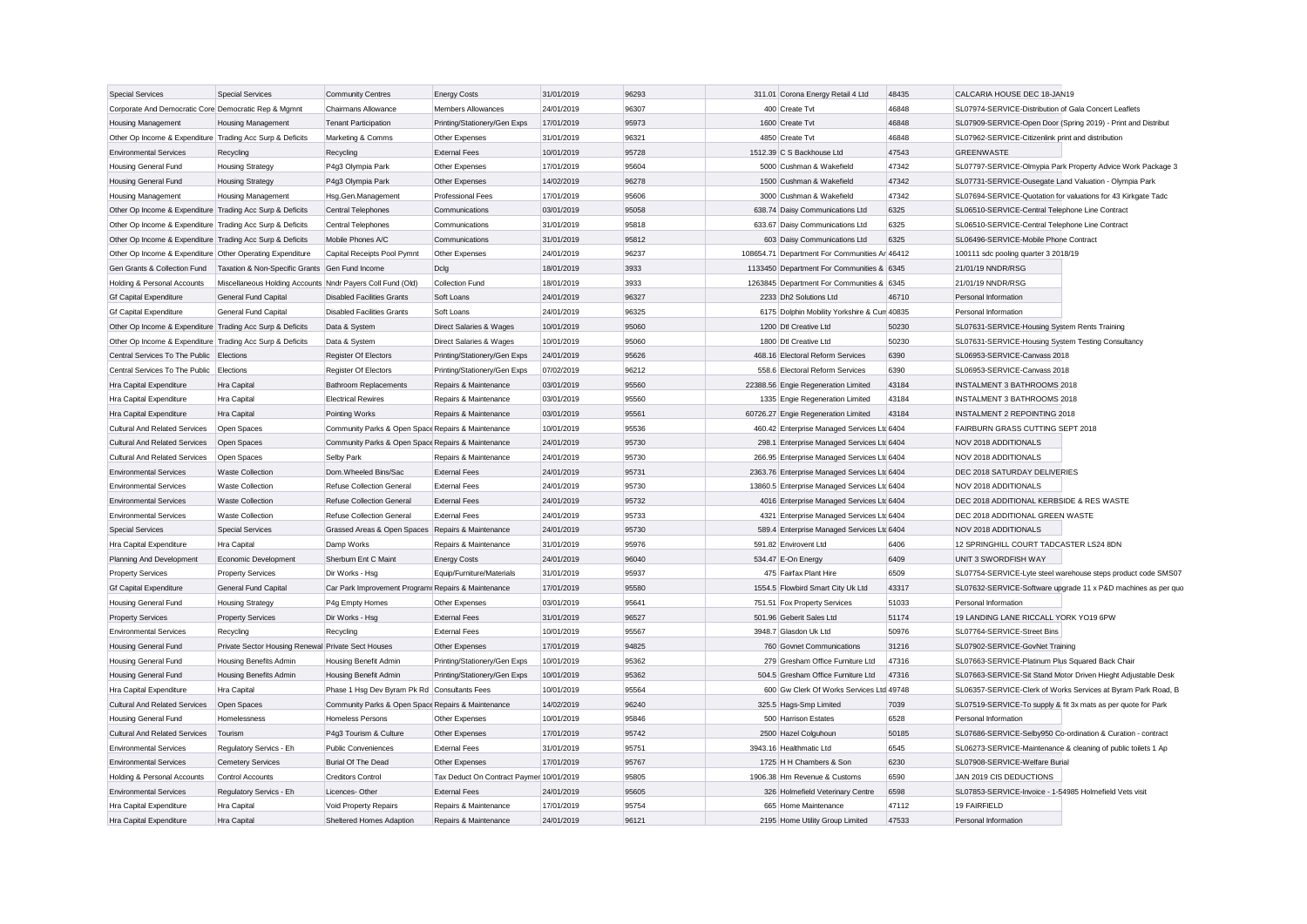| Special Services | Special Services | Community Centres | Energy Costs | 31/01/2019 | 96293 | 311.01 | Corona Energy Retail 4 Ltd | 48435 | CALCARIA HOUSE DEC 18-JAN19 |
|---|---|---|---|---|---|---|---|---|---|
| Corporate And Democratic Core | Democratic Rep & Mgmnt | Chairmans Allowance | Members Allowances | 24/01/2019 | 96307 | 400 | Create Tvt | 46848 | SL07974-SERVICE-Distribution of Gala Concert Leaflets |
| Housing Management | Housing Management | Tenant Participation | Printing/Stationery/Gen Exps | 17/01/2019 | 95973 | 1600 | Create Tvt | 46848 | SL07909-SERVICE-Open Door (Spring 2019) - Print and Distribut |
| Other Op Income & Expenditure | Trading Acc Surp & Deficits | Marketing & Comms | Other Expenses | 31/01/2019 | 96321 | 4850 | Create Tvt | 46848 | SL07962-SERVICE-Citizenlink print and distribution |
| Environmental Services | Recycling | Recycling | External Fees | 10/01/2019 | 95728 | 1512.39 | C S Backhouse Ltd | 47543 | GREENWASTE |
| Housing General Fund | Housing Strategy | P4g3 Olympia Park | Other Expenses | 17/01/2019 | 95604 | 5000 | Cushman & Wakefield | 47342 | SL07797-SERVICE-Olmypia Park Property Advice Work Package 3 |
| Housing General Fund | Housing Strategy | P4g3 Olympia Park | Other Expenses | 14/02/2019 | 96278 | 1500 | Cushman & Wakefield | 47342 | SL07731-SERVICE-Ousegate Land Valuation - Olympia Park |
| Housing Management | Housing Management | Hsg.Gen.Management | Professional Fees | 17/01/2019 | 95606 | 3000 | Cushman & Wakefield | 47342 | SL07694-SERVICE-Quotation for valuations for 43 Kirkgate Tadc |
| Other Op Income & Expenditure | Trading Acc Surp & Deficits | Central Telephones | Communications | 03/01/2019 | 95058 | 638.74 | Daisy Communications Ltd | 6325 | SL06510-SERVICE-Central Telephone Line Contract |
| Other Op Income & Expenditure | Trading Acc Surp & Deficits | Central Telephones | Communications | 31/01/2019 | 95818 | 633.67 | Daisy Communications Ltd | 6325 | SL06510-SERVICE-Central Telephone Line Contract |
| Other Op Income & Expenditure | Trading Acc Surp & Deficits | Mobile Phones A/C | Communications | 31/01/2019 | 95812 | 603 | Daisy Communications Ltd | 6325 | SL06496-SERVICE-Mobile Phone Contract |
| Other Op Income & Expenditure | Other Operating Expenditure | Capital Receipts Pool Pymnt | Other Expenses | 24/01/2019 | 96237 | 108654.71 | Department For Communities Ar | 46412 | 100111 sdc pooling quarter 3 2018/19 |
| Gen Grants & Collection Fund | Taxation & Non-Specific Grants | Gen Fund Income | Dclg | 18/01/2019 | 3933 | 1133450 | Department For Communities & | 6345 | 21/01/19 NNDR/RSG |
| Holding & Personal Accounts | Miscellaneous Holding Accounts | Nndr Payers Coll Fund (Old) | Collection Fund | 18/01/2019 | 3933 | 1263845 | Department For Communities & | 6345 | 21/01/19 NNDR/RSG |
| Gf Capital Expenditure | General Fund Capital | Disabled Facilities Grants | Soft Loans | 24/01/2019 | 96327 | 2233 | Dh2 Solutions Ltd | 46710 | Personal Information |
| Gf Capital Expenditure | General Fund Capital | Disabled Facilities Grants | Soft Loans | 24/01/2019 | 96325 | 6175 | Dolphin Mobility Yorkshire & Cum | 40835 | Personal Information |
| Other Op Income & Expenditure | Trading Acc Surp & Deficits | Data & System | Direct Salaries & Wages | 10/01/2019 | 95060 | 1200 | Dtl Creative Ltd | 50230 | SL07631-SERVICE-Housing System Rents Training |
| Other Op Income & Expenditure | Trading Acc Surp & Deficits | Data & System | Direct Salaries & Wages | 10/01/2019 | 95060 | 1800 | Dtl Creative Ltd | 50230 | SL07631-SERVICE-Housing System Testing Consultancy |
| Central Services To The Public | Elections | Register Of Electors | Printing/Stationery/Gen Exps | 24/01/2019 | 95626 | 468.16 | Electoral Reform Services | 6390 | SL06953-SERVICE-Canvass 2018 |
| Central Services To The Public | Elections | Register Of Electors | Printing/Stationery/Gen Exps | 07/02/2019 | 96212 | 558.6 | Electoral Reform Services | 6390 | SL06953-SERVICE-Canvass 2018 |
| Hra Capital Expenditure | Hra Capital | Bathroom Replacements | Repairs & Maintenance | 03/01/2019 | 95560 | 22388.56 | Engie Regeneration Limited | 43184 | INSTALMENT 3 BATHROOMS 2018 |
| Hra Capital Expenditure | Hra Capital | Electrical Rewires | Repairs & Maintenance | 03/01/2019 | 95560 | 1335 | Engie Regeneration Limited | 43184 | INSTALMENT 3 BATHROOMS 2018 |
| Hra Capital Expenditure | Hra Capital | Pointing Works | Repairs & Maintenance | 03/01/2019 | 95561 | 60726.27 | Engie Regeneration Limited | 43184 | INSTALMENT 2 REPOINTING 2018 |
| Cultural And Related Services | Open Spaces | Community Parks & Open Space | Repairs & Maintenance | 10/01/2019 | 95536 | 460.42 | Enterprise Managed Services Ltd | 6404 | FAIRBURN GRASS CUTTING SEPT 2018 |
| Cultural And Related Services | Open Spaces | Community Parks & Open Space | Repairs & Maintenance | 24/01/2019 | 95730 | 298.1 | Enterprise Managed Services Ltd | 6404 | NOV 2018 ADDITIONALS |
| Cultural And Related Services | Open Spaces | Selby Park | Repairs & Maintenance | 24/01/2019 | 95730 | 266.95 | Enterprise Managed Services Ltd | 6404 | NOV 2018 ADDITIONALS |
| Environmental Services | Waste Collection | Dom.Wheeled Bins/Sac | External Fees | 24/01/2019 | 95731 | 2363.76 | Enterprise Managed Services Ltd | 6404 | DEC 2018 SATURDAY DELIVERIES |
| Environmental Services | Waste Collection | Refuse Collection General | External Fees | 24/01/2019 | 95730 | 13860.5 | Enterprise Managed Services Ltd | 6404 | NOV 2018 ADDITIONALS |
| Environmental Services | Waste Collection | Refuse Collection General | External Fees | 24/01/2019 | 95732 | 4016 | Enterprise Managed Services Ltd | 6404 | DEC 2018 ADDITIONAL KERBSIDE & RES WASTE |
| Environmental Services | Waste Collection | Refuse Collection General | External Fees | 24/01/2019 | 95733 | 4321 | Enterprise Managed Services Ltd | 6404 | DEC 2018 ADDITIONAL GREEN WASTE |
| Special Services | Special Services | Grassed Areas & Open Spaces | Repairs & Maintenance | 24/01/2019 | 95730 | 589.4 | Enterprise Managed Services Ltd | 6404 | NOV 2018 ADDITIONALS |
| Hra Capital Expenditure | Hra Capital | Damp Works | Repairs & Maintenance | 31/01/2019 | 95976 | 591.82 | Envirovent Ltd | 6406 | 12 SPRINGHILL COURT TADCASTER LS24 8DN |
| Planning And Development | Economic Development | Sherburn Ent C Maint | Energy Costs | 24/01/2019 | 96040 | 534.47 | E-On Energy | 6409 | UNIT 3 SWORDFISH WAY |
| Property Services | Property Services | Dir Works - Hsg | Equip/Furniture/Materials | 31/01/2019 | 95937 | 475 | Fairfax Plant Hire | 6509 | SL07754-SERVICE-Lyte steel warehouse steps product code SMS07 |
| Gf Capital Expenditure | General Fund Capital | Car Park Improvement Programı | Repairs & Maintenance | 17/01/2019 | 95580 | 1554.5 | Flowbird Smart City Uk Ltd | 43317 | SL07632-SERVICE-Software upgrade 11 x P&D machines as per quo |
| Housing General Fund | Housing Strategy | P4g Empty Homes | Other Expenses | 03/01/2019 | 95641 | 751.51 | Fox Property Services | 51033 | Personal Information |
| Property Services | Property Services | Dir Works - Hsg | External Fees | 31/01/2019 | 96527 | 501.96 | Geberit Sales Ltd | 51174 | 19 LANDING LANE RICCALL YORK YO19 6PW |
| Environmental Services | Recycling | Recycling | External Fees | 10/01/2019 | 95567 | 3948.7 | Glasdon Uk Ltd | 50976 | SL07764-SERVICE-Street Bins |
| Housing General Fund | Private Sector Housing Renewal | Private Sect Houses | Other Expenses | 17/01/2019 | 94825 | 760 | Govnet Communications | 31216 | SL07902-SERVICE-GovNet Training |
| Housing General Fund | Housing Benefits Admin | Housing Benefit Admin | Printing/Stationery/Gen Exps | 10/01/2019 | 95362 | 279 | Gresham Office Furniture Ltd | 47316 | SL07663-SERVICE-Platinum Plus Squared Back Chair |
| Housing General Fund | Housing Benefits Admin | Housing Benefit Admin | Printing/Stationery/Gen Exps | 10/01/2019 | 95362 | 504.5 | Gresham Office Furniture Ltd | 47316 | SL07663-SERVICE-Sit Stand Motor Driven Hieght Adjustable Desk |
| Hra Capital Expenditure | Hra Capital | Phase 1 Hsg Dev Byram Pk Rd | Consultants Fees | 10/01/2019 | 95564 | 600 | Gw Clerk Of Works Services Ltd | 49748 | SL06357-SERVICE-Clerk of Works Services at Byram Park Road, B |
| Cultural And Related Services | Open Spaces | Community Parks & Open Space | Repairs & Maintenance | 14/02/2019 | 96240 | 325.5 | Hags-Smp Limited | 7039 | SL07519-SERVICE-To supply & fit 3x mats as per quote for Park |
| Housing General Fund | Homelessness | Homeless Persons | Other Expenses | 10/01/2019 | 95846 | 500 | Harrison Estates | 6528 | Personal Information |
| Cultural And Related Services | Tourism | P4g3 Tourism & Culture | Other Expenses | 17/01/2019 | 95742 | 2500 | Hazel Colquhoun | 50185 | SL07686-SERVICE-Selby950 Co-ordination & Curation - contract |
| Environmental Services | Regulatory Servics - Eh | Public Conveniences | External Fees | 31/01/2019 | 95751 | 3943.16 | Healthmatic Ltd | 6545 | SL06273-SERVICE-Maintenance & cleaning of public toilets 1 Ap |
| Environmental Services | Cemetery Services | Burial Of The Dead | Other Expenses | 17/01/2019 | 95767 | 1725 | H H Chambers & Son | 6230 | SL07908-SERVICE-Welfare Burial |
| Holding & Personal Accounts | Control Accounts | Creditors Control | Tax Deduct On Contract Paymen | 10/01/2019 | 95805 | 1906.38 | Hm Revenue & Customs | 6590 | JAN 2019 CIS DEDUCTIONS |
| Environmental Services | Regulatory Servics - Eh | Licences- Other | External Fees | 24/01/2019 | 95605 | 326 | Holmefield Veterinary Centre | 6598 | SL07853-SERVICE-Invoice - 1-54985 Holmefield Vets visit |
| Hra Capital Expenditure | Hra Capital | Void Property Repairs | Repairs & Maintenance | 17/01/2019 | 95754 | 665 | Home Maintenance | 47112 | 19 FAIRFIELD |
| Hra Capital Expenditure | Hra Capital | Sheltered Homes Adaption | Repairs & Maintenance | 24/01/2019 | 96121 | 2195 | Home Utility Group Limited | 47533 | Personal Information |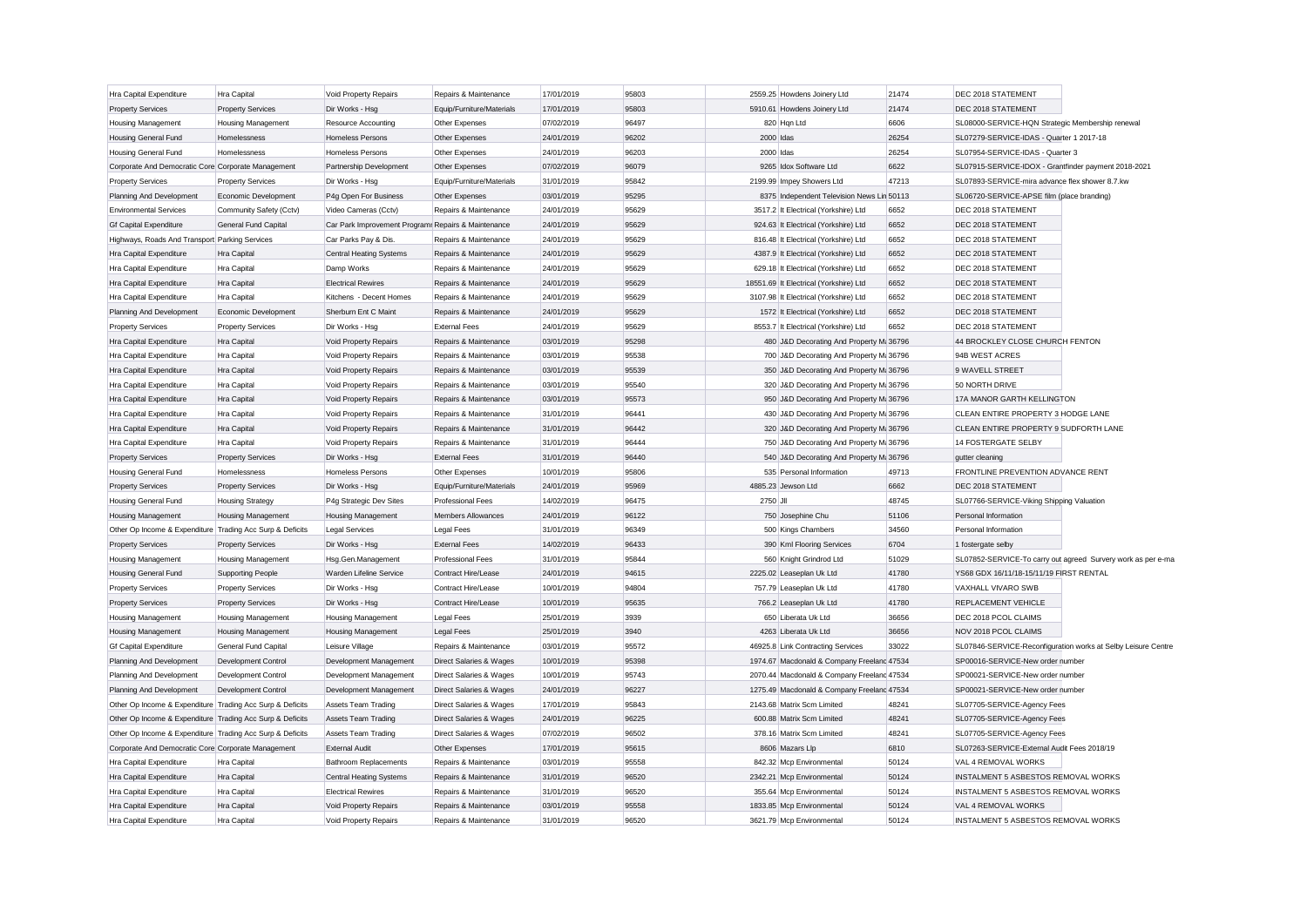| | | | | | | | | | |
|---|---|---|---|---|---|---|---|---|---|
| Hra Capital Expenditure | Hra Capital | Void Property Repairs | Repairs & Maintenance | 17/01/2019 | 95803 | 2559.25 | Howdens Joinery Ltd | 21474 | DEC 2018 STATEMENT |
| Property Services | Property Services | Dir Works - Hsg | Equip/Furniture/Materials | 17/01/2019 | 95803 | 5910.61 | Howdens Joinery Ltd | 21474 | DEC 2018 STATEMENT |
| Housing Management | Housing Management | Resource Accounting | Other Expenses | 07/02/2019 | 96497 | 820 | Hqn Ltd | 6606 | SL08000-SERVICE-HQN Strategic Membership renewal |
| Housing General Fund | Homelessness | Homeless Persons | Other Expenses | 24/01/2019 | 96202 | 2000 | Idas | 26254 | SL07279-SERVICE-IDAS - Quarter 1 2017-18 |
| Housing General Fund | Homelessness | Homeless Persons | Other Expenses | 24/01/2019 | 96203 | 2000 | Idas | 26254 | SL07954-SERVICE-IDAS - Quarter 3 |
| Corporate And Democratic Core | Corporate Management | Partnership Development | Other Expenses | 07/02/2019 | 96079 | 9265 | Idox Software Ltd | 6622 | SL07915-SERVICE-IDOX - Grantfinder payment 2018-2021 |
| Property Services | Property Services | Dir Works - Hsg | Equip/Furniture/Materials | 31/01/2019 | 95842 | 2199.99 | Impey Showers Ltd | 47213 | SL07893-SERVICE-mira advance flex shower 8.7.kw |
| Planning And Development | Economic Development | P4g Open For Business | Other Expenses | 03/01/2019 | 95295 | 8375 | Independent Television News Lin | 50113 | SL06720-SERVICE-APSE film (place branding) |
| Environmental Services | Community Safety (Cctv) | Video Cameras (Cctv) | Repairs & Maintenance | 24/01/2019 | 95629 | 3517.2 | It Electrical (Yorkshire) Ltd | 6652 | DEC 2018 STATEMENT |
| Gf Capital Expenditure | General Fund Capital | Car Park Improvement Programme | Repairs & Maintenance | 24/01/2019 | 95629 | 924.63 | It Electrical (Yorkshire) Ltd | 6652 | DEC 2018 STATEMENT |
| Highways, Roads And Transport | Parking Services | Car Parks Pay & Dis. | Repairs & Maintenance | 24/01/2019 | 95629 | 816.48 | It Electrical (Yorkshire) Ltd | 6652 | DEC 2018 STATEMENT |
| Hra Capital Expenditure | Hra Capital | Central Heating Systems | Repairs & Maintenance | 24/01/2019 | 95629 | 4387.9 | It Electrical (Yorkshire) Ltd | 6652 | DEC 2018 STATEMENT |
| Hra Capital Expenditure | Hra Capital | Damp Works | Repairs & Maintenance | 24/01/2019 | 95629 | 629.18 | It Electrical (Yorkshire) Ltd | 6652 | DEC 2018 STATEMENT |
| Hra Capital Expenditure | Hra Capital | Electrical Rewires | Repairs & Maintenance | 24/01/2019 | 95629 | 18551.69 | It Electrical (Yorkshire) Ltd | 6652 | DEC 2018 STATEMENT |
| Hra Capital Expenditure | Hra Capital | Kitchens - Decent Homes | Repairs & Maintenance | 24/01/2019 | 95629 | 3107.98 | It Electrical (Yorkshire) Ltd | 6652 | DEC 2018 STATEMENT |
| Planning And Development | Economic Development | Sherburn Ent C Maint | Repairs & Maintenance | 24/01/2019 | 95629 | 1572 | It Electrical (Yorkshire) Ltd | 6652 | DEC 2018 STATEMENT |
| Property Services | Property Services | Dir Works - Hsg | External Fees | 24/01/2019 | 95629 | 8553.7 | It Electrical (Yorkshire) Ltd | 6652 | DEC 2018 STATEMENT |
| Hra Capital Expenditure | Hra Capital | Void Property Repairs | Repairs & Maintenance | 03/01/2019 | 95298 | 480 | J&D Decorating And Property Ma | 36796 | 44 BROCKLEY CLOSE CHURCH FENTON |
| Hra Capital Expenditure | Hra Capital | Void Property Repairs | Repairs & Maintenance | 03/01/2019 | 95538 | 700 | J&D Decorating And Property Ma | 36796 | 94B WEST ACRES |
| Hra Capital Expenditure | Hra Capital | Void Property Repairs | Repairs & Maintenance | 03/01/2019 | 95539 | 350 | J&D Decorating And Property Ma | 36796 | 9 WAVELL STREET |
| Hra Capital Expenditure | Hra Capital | Void Property Repairs | Repairs & Maintenance | 03/01/2019 | 95540 | 320 | J&D Decorating And Property Ma | 36796 | 50 NORTH DRIVE |
| Hra Capital Expenditure | Hra Capital | Void Property Repairs | Repairs & Maintenance | 03/01/2019 | 95573 | 950 | J&D Decorating And Property Ma | 36796 | 17A MANOR GARTH KELLINGTON |
| Hra Capital Expenditure | Hra Capital | Void Property Repairs | Repairs & Maintenance | 31/01/2019 | 96441 | 430 | J&D Decorating And Property Ma | 36796 | CLEAN ENTIRE PROPERTY 3 HODGE LANE |
| Hra Capital Expenditure | Hra Capital | Void Property Repairs | Repairs & Maintenance | 31/01/2019 | 96442 | 320 | J&D Decorating And Property Ma | 36796 | CLEAN ENTIRE PROPERTY 9 SUDFORTH LANE |
| Hra Capital Expenditure | Hra Capital | Void Property Repairs | Repairs & Maintenance | 31/01/2019 | 96444 | 750 | J&D Decorating And Property Ma | 36796 | 14 FOSTERGATE SELBY |
| Property Services | Property Services | Dir Works - Hsg | External Fees | 31/01/2019 | 96440 | 540 | J&D Decorating And Property Ma | 36796 | gutter cleaning |
| Housing General Fund | Homelessness | Homeless Persons | Other Expenses | 10/01/2019 | 95806 | 535 | Personal Information | 49713 | FRONTLINE PREVENTION ADVANCE RENT |
| Property Services | Property Services | Dir Works - Hsg | Equip/Furniture/Materials | 24/01/2019 | 95969 | 4885.23 | Jewson Ltd | 6662 | DEC 2018 STATEMENT |
| Housing General Fund | Housing Strategy | P4g Strategic Dev Sites | Professional Fees | 14/02/2019 | 96475 | 2750 | Jll | 48745 | SL07766-SERVICE-Viking Shipping Valuation |
| Housing Management | Housing Management | Housing Management | Members Allowances | 24/01/2019 | 96122 | 750 | Josephine Chu | 51106 | Personal Information |
| Other Op Income & Expenditure | Trading Acc Surp & Deficits | Legal Services | Legal Fees | 31/01/2019 | 96349 | 500 | Kings Chambers | 34560 | Personal Information |
| Property Services | Property Services | Dir Works - Hsg | External Fees | 14/02/2019 | 96433 | 390 | Kml Flooring Services | 6704 | 1 fostergate selby |
| Housing Management | Housing Management | Hsg.Gen.Management | Professional Fees | 31/01/2019 | 95844 | 560 | Knight Grindrod Ltd | 51029 | SL07852-SERVICE-To carry out agreed Survey work as per e-ma |
| Housing General Fund | Supporting People | Warden Lifeline Service | Contract Hire/Lease | 24/01/2019 | 94615 | 2225.02 | Leaseplan Uk Ltd | 41780 | YS68 GDX 16/11/18-15/11/19 FIRST RENTAL |
| Property Services | Property Services | Dir Works - Hsg | Contract Hire/Lease | 10/01/2019 | 94804 | 757.79 | Leaseplan Uk Ltd | 41780 | VAXHALL VIVARO SWB |
| Property Services | Property Services | Dir Works - Hsg | Contract Hire/Lease | 10/01/2019 | 95635 | 766.2 | Leaseplan Uk Ltd | 41780 | REPLACEMENT VEHICLE |
| Housing Management | Housing Management | Housing Management | Legal Fees | 25/01/2019 | 3939 | 650 | Liberata Uk Ltd | 36656 | DEC 2018 PCOL CLAIMS |
| Housing Management | Housing Management | Housing Management | Legal Fees | 25/01/2019 | 3940 | 4263 | Liberata Uk Ltd | 36656 | NOV 2018 PCOL CLAIMS |
| Gf Capital Expenditure | General Fund Capital | Leisure Village | Repairs & Maintenance | 03/01/2019 | 95572 | 46925.8 | Link Contracting Services | 33022 | SL07846-SERVICE-Reconfiguration works at Selby Leisure Centre |
| Planning And Development | Development Control | Development Management | Direct Salaries & Wages | 10/01/2019 | 95398 | 1974.67 | Macdonald & Company Freelance | 47534 | SP00016-SERVICE-New order number |
| Planning And Development | Development Control | Development Management | Direct Salaries & Wages | 10/01/2019 | 95743 | 2070.44 | Macdonald & Company Freelance | 47534 | SP00021-SERVICE-New order number |
| Planning And Development | Development Control | Development Management | Direct Salaries & Wages | 24/01/2019 | 96227 | 1275.49 | Macdonald & Company Freelance | 47534 | SP00021-SERVICE-New order number |
| Other Op Income & Expenditure | Trading Acc Surp & Deficits | Assets Team Trading | Direct Salaries & Wages | 17/01/2019 | 95843 | 2143.68 | Matrix Scm Limited | 48241 | SL07705-SERVICE-Agency Fees |
| Other Op Income & Expenditure | Trading Acc Surp & Deficits | Assets Team Trading | Direct Salaries & Wages | 24/01/2019 | 96225 | 600.88 | Matrix Scm Limited | 48241 | SL07705-SERVICE-Agency Fees |
| Other Op Income & Expenditure | Trading Acc Surp & Deficits | Assets Team Trading | Direct Salaries & Wages | 07/02/2019 | 96502 | 378.16 | Matrix Scm Limited | 48241 | SL07705-SERVICE-Agency Fees |
| Corporate And Democratic Core | Corporate Management | External Audit | Other Expenses | 17/01/2019 | 95615 | 8606 | Mazars Llp | 6810 | SL07263-SERVICE-External Audit Fees 2018/19 |
| Hra Capital Expenditure | Hra Capital | Bathroom Replacements | Repairs & Maintenance | 03/01/2019 | 95558 | 842.32 | Mcp Environmental | 50124 | VAL 4 REMOVAL WORKS |
| Hra Capital Expenditure | Hra Capital | Central Heating Systems | Repairs & Maintenance | 31/01/2019 | 96520 | 2342.21 | Mcp Environmental | 50124 | INSTALMENT 5 ASBESTOS REMOVAL WORKS |
| Hra Capital Expenditure | Hra Capital | Electrical Rewires | Repairs & Maintenance | 31/01/2019 | 96520 | 355.64 | Mcp Environmental | 50124 | INSTALMENT 5 ASBESTOS REMOVAL WORKS |
| Hra Capital Expenditure | Hra Capital | Void Property Repairs | Repairs & Maintenance | 03/01/2019 | 95558 | 1833.85 | Mcp Environmental | 50124 | VAL 4 REMOVAL WORKS |
| Hra Capital Expenditure | Hra Capital | Void Property Repairs | Repairs & Maintenance | 31/01/2019 | 96520 | 3621.79 | Mcp Environmental | 50124 | INSTALMENT 5 ASBESTOS REMOVAL WORKS |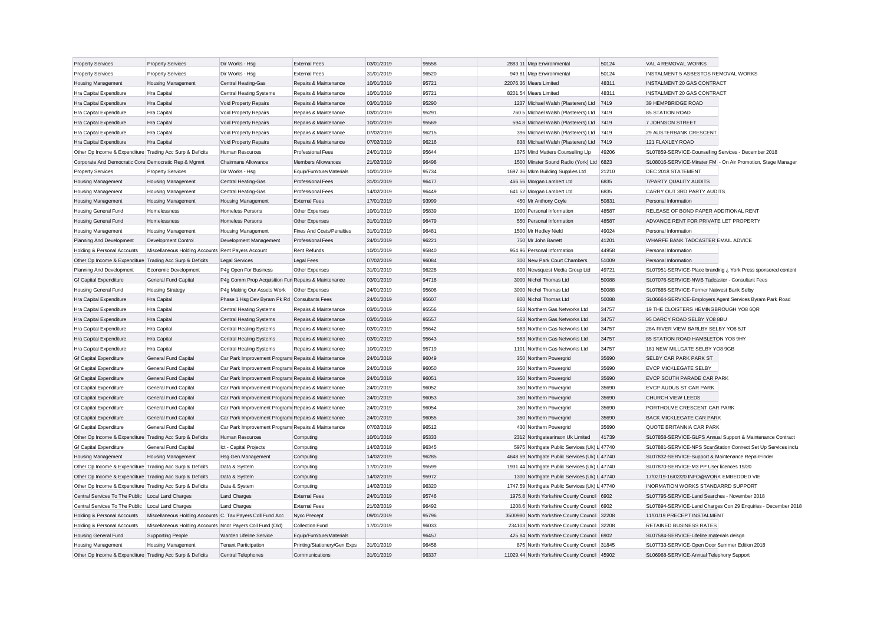| | | | | | | | | | |
|---|---|---|---|---|---|---|---|---|---|
| Property Services | Property Services | Dir Works - Hsg | External Fees | 03/01/2019 | 95558 | 2883.11 | Mcp Environmental | 50124 | VAL 4 REMOVAL WORKS |
| Property Services | Property Services | Dir Works - Hsg | External Fees | 31/01/2019 | 96520 | 949.81 | Mcp Environmental | 50124 | INSTALMENT 5 ASBESTOS REMOVAL WORKS |
| Housing Management | Housing Management | Central Heating-Gas | Repairs & Maintenance | 10/01/2019 | 95721 | 22076.36 | Mears Limited | 48311 | INSTALMENT 20 GAS CONTRACT |
| Hra Capital Expenditure | Hra Capital | Central Heating Systems | Repairs & Maintenance | 10/01/2019 | 95721 | 8201.54 | Mears Limited | 48311 | INSTALMENT 20 GAS CONTRACT |
| Hra Capital Expenditure | Hra Capital | Void Property Repairs | Repairs & Maintenance | 03/01/2019 | 95290 | 1237 | Michael Walsh (Plasterers) Ltd | 7419 | 39 HEMPBRIDGE ROAD |
| Hra Capital Expenditure | Hra Capital | Void Property Repairs | Repairs & Maintenance | 03/01/2019 | 95291 | 760.5 | Michael Walsh (Plasterers) Ltd | 7419 | 85 STATION ROAD |
| Hra Capital Expenditure | Hra Capital | Void Property Repairs | Repairs & Maintenance | 10/01/2019 | 95569 | 594.8 | Michael Walsh (Plasterers) Ltd | 7419 | 7 JOHNSON STREET |
| Hra Capital Expenditure | Hra Capital | Void Property Repairs | Repairs & Maintenance | 07/02/2019 | 96215 | 396 | Michael Walsh (Plasterers) Ltd | 7419 | 29 AUSTERBANK CRESCENT |
| Hra Capital Expenditure | Hra Capital | Void Property Repairs | Repairs & Maintenance | 07/02/2019 | 96216 | 838 | Michael Walsh (Plasterers) Ltd | 7419 | 121 FLAXLEY ROAD |
| Other Op Income & Expenditure | Trading Acc Surp & Deficits | Human Resources | Professional Fees | 24/01/2019 | 95644 | 1375 | Mind Matters Counselling Llp | 49206 | SL07859-SERVICE-Counselling Services - December 2018 |
| Corporate And Democratic Core | Democratic Rep & Mgmnt | Chairmans Allowance | Members Allowances | 21/02/2019 | 96498 | 1500 | Minster Sound Radio (York) Ltd | 6823 | SL08016-SERVICE-Minster FM - On Air Promotion, Stage Manager |
| Property Services | Property Services | Dir Works - Hsg | Equip/Furniture/Materials | 10/01/2019 | 95734 | 1697.36 | Mkm Building Supplies Ltd | 21210 | DEC 2018 STATEMENT |
| Housing Management | Housing Management | Central Heating-Gas | Professional Fees | 31/01/2019 | 96477 | 466.56 | Morgan Lambert Ltd | 6835 | T/PARTY QUALITY AUDITS |
| Housing Management | Housing Management | Central Heating-Gas | Professional Fees | 14/02/2019 | 96449 | 641.52 | Morgan Lambert Ltd | 6835 | CARRY OUT 3RD PARTY AUDITS |
| Housing Management | Housing Management | Housing Management | External Fees | 17/01/2019 | 93999 | 450 | Mr Anthony Coyle | 50831 | Personal Information |
| Housing General Fund | Homelessness | Homeless Persons | Other Expenses | 10/01/2019 | 95839 | 1000 | Personal Information | 48587 | RELEASE OF BOND PAPER ADDITIONAL RENT |
| Housing General Fund | Homelessness | Homeless Persons | Other Expenses | 31/01/2019 | 96479 | 550 | Personal Information | 48587 | ADVANCE RENT FOR PRIVATE LET PROPERTY |
| Housing Management | Housing Management | Housing Management | Fines And Costs/Penalties | 31/01/2019 | 96481 | 1500 | Mr Hedley Nield | 49024 | Personal Information |
| Planning And Development | Development Control | Development Management | Professional Fees | 24/01/2019 | 96221 | 750 | Mr John Barrett | 41201 | WHARFE BANK TADCASTER EMAIL ADVICE |
| Holding & Personal Accounts | Miscellaneous Holding Accounts | Rent Payers Account | Rent Refunds | 10/01/2019 | 95840 | 954.96 | Personal Information | 44958 | Personal Information |
| Other Op Income & Expenditure | Trading Acc Surp & Deficits | Legal Services | Legal Fees | 07/02/2019 | 96084 | 300 | New Park Court Chambers | 51009 | Personal Information |
| Planning And Development | Economic Development | P4g Open For Business | Other Expenses | 31/01/2019 | 96228 | 800 | Newsquest Media Group Ltd | 49721 | SL07951-SERVICE-Place branding ¿ York Press sponsored content |
| Gf Capital Expenditure | General Fund Capital | P4g Comm Prop Acquisition Fun | Repairs & Maintenance | 03/01/2019 | 94718 | 3000 | Nichol Thomas Ltd | 50088 | SL07076-SERVICE-NWB Tadcaster - Consultant Fees |
| Housing General Fund | Housing Strategy | P4g Making Our Assets Work | Other Expenses | 24/01/2019 | 95608 | 3000 | Nichol Thomas Ltd | 50088 | SL07885-SERVICE-Former Natwest Bank Selby |
| Hra Capital Expenditure | Hra Capital | Phase 1 Hsg Dev Byram Pk Rd | Consultants Fees | 24/01/2019 | 95607 | 800 | Nichol Thomas Ltd | 50088 | SL06664-SERVICE-Employers Agent Services Byram Park Road |
| Hra Capital Expenditure | Hra Capital | Central Heating Systems | Repairs & Maintenance | 03/01/2019 | 95556 | 563 | Northern Gas Networks Ltd | 34757 | 19 THE CLOISTERS HEMINGBROUGH YO8 6QR |
| Hra Capital Expenditure | Hra Capital | Central Heating Systems | Repairs & Maintenance | 03/01/2019 | 95557 | 563 | Northern Gas Networks Ltd | 34757 | 95 DARCY ROAD SELBY YO8 8BU |
| Hra Capital Expenditure | Hra Capital | Central Heating Systems | Repairs & Maintenance | 03/01/2019 | 95642 | 563 | Northern Gas Networks Ltd | 34757 | 28A RIVER VIEW BARLBY SELBY YO8 5JT |
| Hra Capital Expenditure | Hra Capital | Central Heating Systems | Repairs & Maintenance | 03/01/2019 | 95643 | 563 | Northern Gas Networks Ltd | 34757 | 85 STATION ROAD HAMBLETON YO8 9HY |
| Hra Capital Expenditure | Hra Capital | Central Heating Systems | Repairs & Maintenance | 10/01/2019 | 95719 | 1101 | Northern Gas Networks Ltd | 34757 | 181 NEW MILLGATE SELBY YO8 9GB |
| Gf Capital Expenditure | General Fund Capital | Car Park Improvement Programm | Repairs & Maintenance | 24/01/2019 | 96049 | 350 | Northern Powergrid | 35690 | SELBY CAR PARK PARK ST |
| Gf Capital Expenditure | General Fund Capital | Car Park Improvement Programm | Repairs & Maintenance | 24/01/2019 | 96050 | 350 | Northern Powergrid | 35690 | EVCP MICKLEGATE SELBY |
| Gf Capital Expenditure | General Fund Capital | Car Park Improvement Programm | Repairs & Maintenance | 24/01/2019 | 96051 | 350 | Northern Powergrid | 35690 | EVCP SOUTH PARADE CAR PARK |
| Gf Capital Expenditure | General Fund Capital | Car Park Improvement Programm | Repairs & Maintenance | 24/01/2019 | 96052 | 350 | Northern Powergrid | 35690 | EVCP AUDUS ST CAR PARK |
| Gf Capital Expenditure | General Fund Capital | Car Park Improvement Programm | Repairs & Maintenance | 24/01/2019 | 96053 | 350 | Northern Powergrid | 35690 | CHURCH VIEW LEEDS |
| Gf Capital Expenditure | General Fund Capital | Car Park Improvement Programm | Repairs & Maintenance | 24/01/2019 | 96054 | 350 | Northern Powergrid | 35690 | PORTHOLME CRESCENT CAR PARK |
| Gf Capital Expenditure | General Fund Capital | Car Park Improvement Programm | Repairs & Maintenance | 24/01/2019 | 96055 | 350 | Northern Powergrid | 35690 | BACK MICKLEGATE CAR PARK |
| Gf Capital Expenditure | General Fund Capital | Car Park Improvement Programm | Repairs & Maintenance | 07/02/2019 | 96512 | 430 | Northern Powergrid | 35690 | QUOTE BRITANNIA CAR PARK |
| Other Op Income & Expenditure | Trading Acc Surp & Deficits | Human Resources | Computing | 10/01/2019 | 95333 | 2312 | Northgatearinson Uk Limited | 41739 | SL07858-SERVICE-GLPS Annual Support & Maintenance Contract |
| Gf Capital Expenditure | General Fund Capital | Ict - Capital Projects | Computing | 14/02/2019 | 96345 | 5975 | Northgate Public Services (Uk) L | 47740 | SL07881-SERVICE-NPS ScanStation Connect Set Up Services inclu |
| Housing Management | Housing Management | Hsg.Gen.Management | Computing | 14/02/2019 | 96285 | 4648.59 | Northgate Public Services (Uk) L | 47740 | SL07832-SERVICE-Support & Maintenance RepairFinder |
| Other Op Income & Expenditure | Trading Acc Surp & Deficits | Data & System | Computing | 17/01/2019 | 95599 | 1931.44 | Northgate Public Services (Uk) L | 47740 | SL07870-SERVICE-M3 PP User licences 19/20 |
| Other Op Income & Expenditure | Trading Acc Surp & Deficits | Data & System | Computing | 14/02/2019 | 95972 | 1300 | Northgate Public Services (Uk) L | 47740 | 17/02/19-16/02/20 INFO@WORK EMBEDDED VIE |
| Other Op Income & Expenditure | Trading Acc Surp & Deficits | Data & System | Computing | 14/02/2019 | 96320 | 1747.59 | Northgate Public Services (Uk) L | 47740 | INORMATION WORKS STANDARRD SUPPORT |
| Central Services To The Public | Local Land Charges | Land Charges | External Fees | 24/01/2019 | 95746 | 1975.8 | North Yorkshire County Council | 6902 | SL07795-SERVICE-Land Searches - November 2018 |
| Central Services To The Public | Local Land Charges | Land Charges | External Fees | 21/02/2019 | 96492 | 1208.6 | North Yorkshire County Council | 6902 | SL07894-SERVICE-Land Charges Con 29 Enquiries - December 2018 |
| Holding & Personal Accounts | Miscellaneous Holding Accounts | C. Tax Payers Coll Fund Acc | Nycc Precept | 09/01/2019 | 95796 | 3500980 | North Yorkshire County Council | 32208 | 11/01/19 PRECEPT INSTALMENT |
| Holding & Personal Accounts | Miscellaneous Holding Accounts | Nndr Payers Coll Fund (Old) | Collection Fund | 17/01/2019 | 96033 | 234103 | North Yorkshire County Council | 32208 | RETAINED BUSINESS RATES |
| Housing General Fund | Supporting People | Warden Lifeline Service | Equip/Furniture/Materials | | 96457 | 425.84 | North Yorkshire County Council | 6902 | SL07584-SERVICE-Lifeline materials deisgn |
| Housing Management | Housing Management | Tenant Participation | Printing/Stationery/Gen Exps | 31/01/2019 | 96458 | 875 | North Yorkshire County Council | 31845 | SL07733-SERVICE-Open Door Summer Edition 2018 |
| Other Op Income & Expenditure | Trading Acc Surp & Deficits | Central Telephones | Communications | 31/01/2019 | 96337 | 11029.44 | North Yorkshire County Council | 45902 | SL06968-SERVICE-Annual Telephony Support |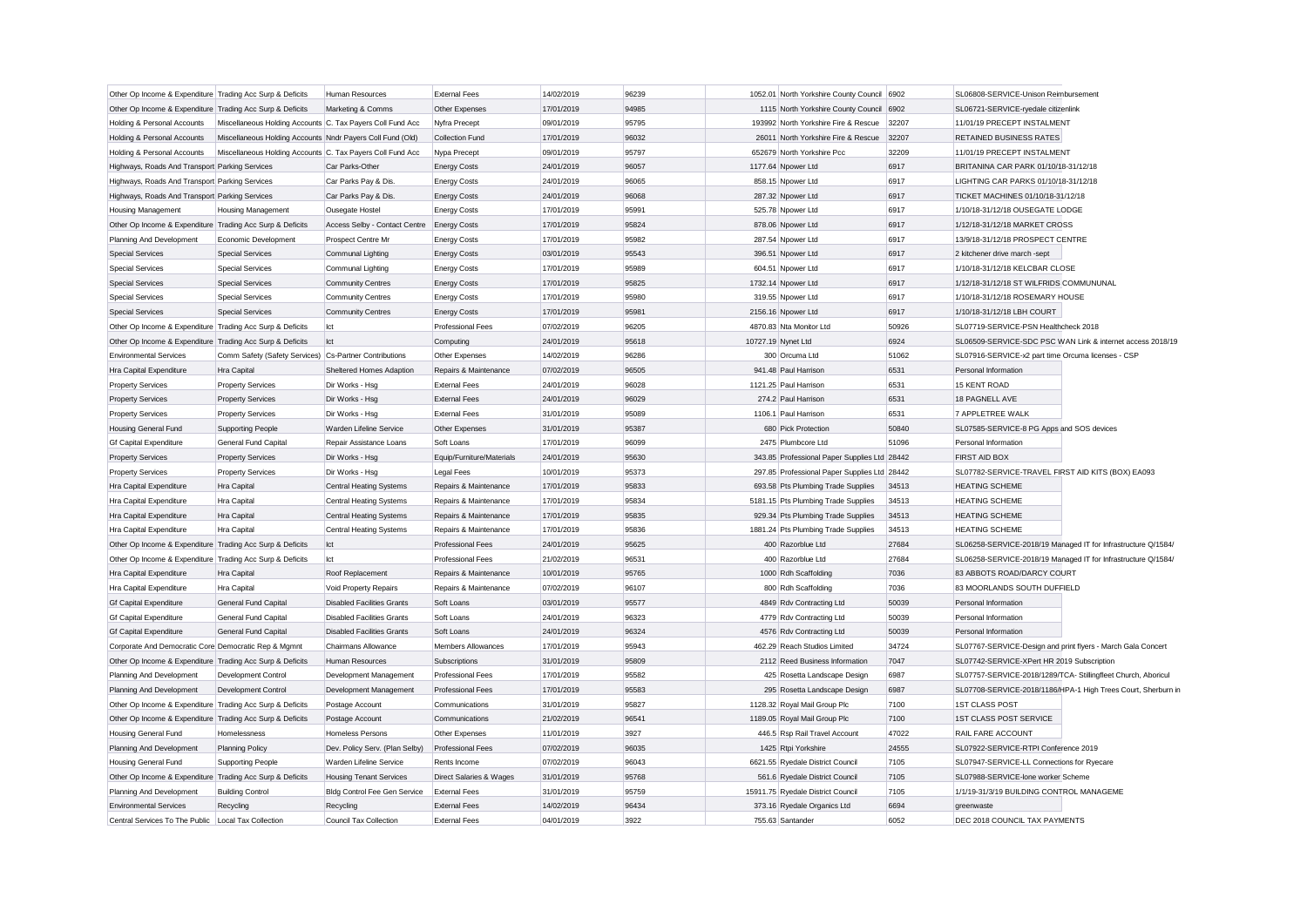| | | | | | | | | | |
|---|---|---|---|---|---|---|---|---|---|
| Other Op Income & Expenditure | Trading Acc Surp & Deficits | Human Resources | External Fees | 14/02/2019 | 96239 | 1052.01 | North Yorkshire County Council | 6902 | SL06808-SERVICE-Unison Reimbursement |
| Other Op Income & Expenditure | Trading Acc Surp & Deficits | Marketing & Comms | Other Expenses | 17/01/2019 | 94985 | 1115 | North Yorkshire County Council | 6902 | SL06721-SERVICE-ryedale citizenlink |
| Holding & Personal Accounts | Miscellaneous Holding Accounts | C. Tax Payers Coll Fund Acc | Nyfra Precept | 09/01/2019 | 95795 | 193992 | North Yorkshire Fire & Rescue | 32207 | 11/01/19 PRECEPT INSTALMENT |
| Holding & Personal Accounts | Miscellaneous Holding Accounts | Nndr Payers Coll Fund (Old) | Collection Fund | 17/01/2019 | 96032 | 26011 | North Yorkshire Fire & Rescue | 32207 | RETAINED BUSINESS RATES |
| Holding & Personal Accounts | Miscellaneous Holding Accounts | C. Tax Payers Coll Fund Acc | Nypa Precept | 09/01/2019 | 95797 | 652679 | North Yorkshire Pcc | 32209 | 11/01/19 PRECEPT INSTALMENT |
| Highways, Roads And Transport | Parking Services | Car Parks-Other | Energy Costs | 24/01/2019 | 96057 | 1177.64 | Npower Ltd | 6917 | BRITANINA CAR PARK 01/10/18-31/12/18 |
| Highways, Roads And Transport | Parking Services | Car Parks Pay & Dis. | Energy Costs | 24/01/2019 | 96065 | 858.15 | Npower Ltd | 6917 | LIGHTING CAR PARKS 01/10/18-31/12/18 |
| Highways, Roads And Transport | Parking Services | Car Parks Pay & Dis. | Energy Costs | 24/01/2019 | 96068 | 287.32 | Npower Ltd | 6917 | TICKET MACHINES 01/10/18-31/12/18 |
| Housing Management | Housing Management | Ousegate Hostel | Energy Costs | 17/01/2019 | 95991 | 525.78 | Npower Ltd | 6917 | 1/10/18-31/12/18 OUSEGATE LODGE |
| Other Op Income & Expenditure | Trading Acc Surp & Deficits | Access Selby - Contact Centre | Energy Costs | 17/01/2019 | 95824 | 878.06 | Npower Ltd | 6917 | 1/12/18-31/12/18 MARKET CROSS |
| Planning And Development | Economic Development | Prospect Centre Mr | Energy Costs | 17/01/2019 | 95982 | 287.54 | Npower Ltd | 6917 | 13/9/18-31/12/18 PROSPECT CENTRE |
| Special Services | Special Services | Communal Lighting | Energy Costs | 03/01/2019 | 95543 | 396.51 | Npower Ltd | 6917 | 2 kitchener drive march -sept |
| Special Services | Special Services | Communal Lighting | Energy Costs | 17/01/2019 | 95989 | 604.51 | Npower Ltd | 6917 | 1/10/18-31/12/18 KELCBAR CLOSE |
| Special Services | Special Services | Community Centres | Energy Costs | 17/01/2019 | 95825 | 1732.14 | Npower Ltd | 6917 | 1/12/18-31/12/18 ST WILFRIDS COMMUNUNAL |
| Special Services | Special Services | Community Centres | Energy Costs | 17/01/2019 | 95980 | 319.55 | Npower Ltd | 6917 | 1/10/18-31/12/18 ROSEMARY HOUSE |
| Special Services | Special Services | Community Centres | Energy Costs | 17/01/2019 | 95981 | 2156.16 | Npower Ltd | 6917 | 1/10/18-31/12/18 LBH COURT |
| Other Op Income & Expenditure | Trading Acc Surp & Deficits | Ict | Professional Fees | 07/02/2019 | 96205 | 4870.83 | Nta Monitor Ltd | 50926 | SL07719-SERVICE-PSN Healthcheck 2018 |
| Other Op Income & Expenditure | Trading Acc Surp & Deficits | Ict | Computing | 24/01/2019 | 95618 | 10727.19 | Nynet Ltd | 6924 | SL06509-SERVICE-SDC PSC WAN Link & internet access 2018/19 |
| Environmental Services | Comm Safety (Safety Services) | Cs-Partner Contributions | Other Expenses | 14/02/2019 | 96286 | 300 | Orcuma Ltd | 51062 | SL07916-SERVICE-x2 part time Orcuma licenses - CSP |
| Hra Capital Expenditure | Hra Capital | Sheltered Homes Adaption | Repairs & Maintenance | 07/02/2019 | 96505 | 941.48 | Paul Harrison | 6531 | Personal Information |
| Property Services | Property Services | Dir Works - Hsg | External Fees | 24/01/2019 | 96028 | 1121.25 | Paul Harrison | 6531 | 15 KENT ROAD |
| Property Services | Property Services | Dir Works - Hsg | External Fees | 24/01/2019 | 96029 | 274.2 | Paul Harrison | 6531 | 18 PAGNELL AVE |
| Property Services | Property Services | Dir Works - Hsg | External Fees | 31/01/2019 | 95089 | 1106.1 | Paul Harrison | 6531 | 7 APPLETREE WALK |
| Housing General Fund | Supporting People | Warden Lifeline Service | Other Expenses | 31/01/2019 | 95387 | 680 | Pick Protection | 50840 | SL07585-SERVICE-8 PG Apps and SOS devices |
| Gf Capital Expenditure | General Fund Capital | Repair Assistance Loans | Soft Loans | 17/01/2019 | 96099 | 2475 | Plumbcore Ltd | 51096 | Personal Information |
| Property Services | Property Services | Dir Works - Hsg | Equip/Furniture/Materials | 24/01/2019 | 95630 | 343.85 | Professional Paper Supplies Ltd | 28442 | FIRST AID BOX |
| Property Services | Property Services | Dir Works - Hsg | Legal Fees | 10/01/2019 | 95373 | 297.85 | Professional Paper Supplies Ltd | 28442 | SL07782-SERVICE-TRAVEL FIRST AID KITS (BOX) EA093 |
| Hra Capital Expenditure | Hra Capital | Central Heating Systems | Repairs & Maintenance | 17/01/2019 | 95833 | 693.58 | Pts Plumbing Trade Supplies | 34513 | HEATING SCHEME |
| Hra Capital Expenditure | Hra Capital | Central Heating Systems | Repairs & Maintenance | 17/01/2019 | 95834 | 5181.15 | Pts Plumbing Trade Supplies | 34513 | HEATING SCHEME |
| Hra Capital Expenditure | Hra Capital | Central Heating Systems | Repairs & Maintenance | 17/01/2019 | 95835 | 929.34 | Pts Plumbing Trade Supplies | 34513 | HEATING SCHEME |
| Hra Capital Expenditure | Hra Capital | Central Heating Systems | Repairs & Maintenance | 17/01/2019 | 95836 | 1881.24 | Pts Plumbing Trade Supplies | 34513 | HEATING SCHEME |
| Other Op Income & Expenditure | Trading Acc Surp & Deficits | Ict | Professional Fees | 24/01/2019 | 95625 | 400 | Razorblue Ltd | 27684 | SL06258-SERVICE-2018/19 Managed IT for Infrastructure Q/1584/ |
| Other Op Income & Expenditure | Trading Acc Surp & Deficits | Ict | Professional Fees | 21/02/2019 | 96531 | 400 | Razorblue Ltd | 27684 | SL06258-SERVICE-2018/19 Managed IT for Infrastructure Q/1584/ |
| Hra Capital Expenditure | Hra Capital | Roof Replacement | Repairs & Maintenance | 10/01/2019 | 95765 | 1000 | Rdh Scaffolding | 7036 | 83 ABBOTS ROAD/DARCY COURT |
| Hra Capital Expenditure | Hra Capital | Void Property Repairs | Repairs & Maintenance | 07/02/2019 | 96107 | 800 | Rdh Scaffolding | 7036 | 83 MOORLANDS SOUTH DUFFIELD |
| Gf Capital Expenditure | General Fund Capital | Disabled Facilities Grants | Soft Loans | 03/01/2019 | 95577 | 4849 | Rdv Contracting Ltd | 50039 | Personal Information |
| Gf Capital Expenditure | General Fund Capital | Disabled Facilities Grants | Soft Loans | 24/01/2019 | 96323 | 4779 | Rdv Contracting Ltd | 50039 | Personal Information |
| Gf Capital Expenditure | General Fund Capital | Disabled Facilities Grants | Soft Loans | 24/01/2019 | 96324 | 4576 | Rdv Contracting Ltd | 50039 | Personal Information |
| Corporate And Democratic Core | Democratic Rep & Mgmnt | Chairmans Allowance | Members Allowances | 17/01/2019 | 95943 | 462.29 | Reach Studios Limited | 34724 | SL07767-SERVICE-Design and print flyers - March Gala Concert |
| Other Op Income & Expenditure | Trading Acc Surp & Deficits | Human Resources | Subscriptions | 31/01/2019 | 95809 | 2112 | Reed Business Information | 7047 | SL07742-SERVICE-XPert HR 2019 Subscription |
| Planning And Development | Development Control | Development Management | Professional Fees | 17/01/2019 | 95582 | 425 | Rosetta Landscape Design | 6987 | SL07757-SERVICE-2018/1289/TCA- Stillingfleet Church, Aboricul |
| Planning And Development | Development Control | Development Management | Professional Fees | 17/01/2019 | 95583 | 295 | Rosetta Landscape Design | 6987 | SL07708-SERVICE-2018/1186/HPA-1 High Trees Court, Sherburn in |
| Other Op Income & Expenditure | Trading Acc Surp & Deficits | Postage Account | Communications | 31/01/2019 | 95827 | 1128.32 | Royal Mail Group Plc | 7100 | 1ST CLASS POST |
| Other Op Income & Expenditure | Trading Acc Surp & Deficits | Postage Account | Communications | 21/02/2019 | 96541 | 1189.05 | Royal Mail Group Plc | 7100 | 1ST CLASS POST SERVICE |
| Housing General Fund | Homelessness | Homeless Persons | Other Expenses | 11/01/2019 | 3927 | 446.5 | Rsp Rail Travel Account | 47022 | RAIL FARE ACCOUNT |
| Planning And Development | Planning Policy | Dev. Policy Serv. (Plan Selby) | Professional Fees | 07/02/2019 | 96035 | 1425 | Rtpi Yorkshire | 24555 | SL07922-SERVICE-RTPI Conference 2019 |
| Housing General Fund | Supporting People | Warden Lifeline Service | Rents Income | 07/02/2019 | 96043 | 6621.55 | Ryedale District Council | 7105 | SL07947-SERVICE-LL Connections for Ryecare |
| Other Op Income & Expenditure | Trading Acc Surp & Deficits | Housing Tenant Services | Direct Salaries & Wages | 31/01/2019 | 95768 | 561.6 | Ryedale District Council | 7105 | SL07988-SERVICE-lone worker Scheme |
| Planning And Development | Building Control | Bldg Control Fee Gen Service | External Fees | 31/01/2019 | 95759 | 15911.75 | Ryedale District Council | 7105 | 1/1/19-31/3/19 BUILDING CONTROL MANAGEME |
| Environmental Services | Recycling | Recycling | External Fees | 14/02/2019 | 96434 | 373.16 | Ryedale Organics Ltd | 6694 | greenwaste |
| Central Services To The Public | Local Tax Collection | Council Tax Collection | External Fees | 04/01/2019 | 3922 | 755.63 | Santander | 6052 | DEC 2018 COUNCIL TAX PAYMENTS |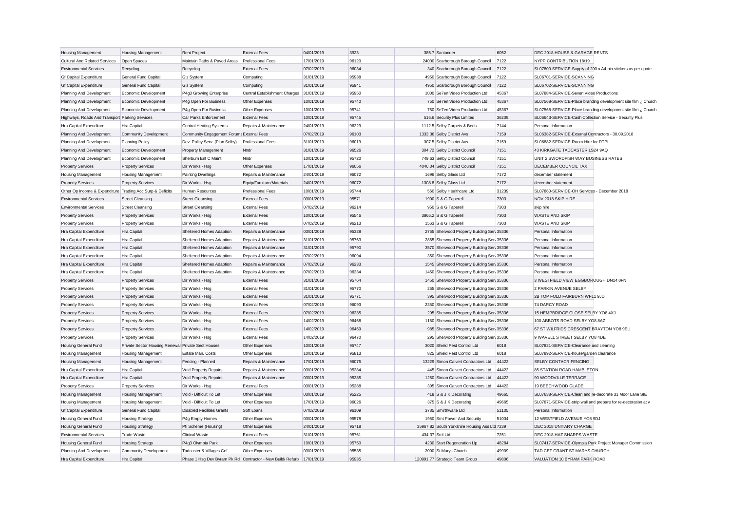| | | | | | | | | | |
|---|---|---|---|---|---|---|---|---|---|
| Housing Management | Housing Management | Rent Project | External Fees | 04/01/2019 | 3923 | 385.7 | Santander | 6052 | DEC 2018 HOUSE & GARAGE RENTS |
| Cultural And Related Services | Open Spaces | Maintain Paths & Paved Areas | Professional Fees | 17/01/2019 | 96120 | 24000 | Scarborough Borough Council | 7122 | NYPP CONTRIBUTION 18/19 |
| Environmental Services | Recycling | Recycling | External Fees | 07/02/2019 | 96034 | 340 | Scarborough Borough Council | 7122 | SL07800-SERVICE-Supply of 200 x A4 bin stickers as per quote |
| Gf Capital Expenditure | General Fund Capital | Gis System | Computing | 31/01/2019 | 95938 | 4950 | Scarborough Borough Council | 7122 | SL06701-SERVICE-SCANNING |
| Gf Capital Expenditure | General Fund Capital | Gis System | Computing | 31/01/2019 | 95941 | 4950 | Scarborough Borough Council | 7122 | SL06702-SERVICE-SCANNING |
| Planning And Development | Economic Development | P4g3 Growing Enterprise | Central Establishment Charges | 31/01/2019 | 95950 | 1000 | Se7en Video Production Ltd | 45367 | SL07884-SERVICE-Seven Video Productions |
| Planning And Development | Economic Development | P4g Open For Business | Other Expenses | 10/01/2019 | 95740 | 750 | Se7en Video Production Ltd | 45367 | SL07568-SERVICE-Place branding development site film ¿ Church |
| Planning And Development | Economic Development | P4g Open For Business | Other Expenses | 10/01/2019 | 95741 | 750 | Se7en Video Production Ltd | 45367 | SL07568-SERVICE-Place branding development site film ¿ Church |
| Highways, Roads And Transport | Parking Services | Car Parks Enforcement | External Fees | 10/01/2019 | 95745 | 516.6 | Security Plus Limited | 36209 | SL06643-SERVICE-Cash Collection Service - Security Plus |
| Hra Capital Expenditure | Hra Capital | Central Heating Systems | Repairs & Maintenance | 24/01/2019 | 96229 | 1112.5 | Selby Carpets & Beds | 7144 | Personal Information |
| Planning And Development | Community Development | Community Engagement Forums | External Fees | 07/02/2019 | 96103 | 1333.36 | Selby District Avs | 7159 | SL06382-SERVICE-External Contractors - 30.09.2018 |
| Planning And Development | Planning Policy | Dev. Policy Serv. (Plan Selby) | Professional Fees | 31/01/2019 | 96019 | 307.5 | Selby District Avs | 7159 | SL06882-SERVICE-Room Hire for RTPI |
| Planning And Development | Economic Development | Property Management | Nndr | 31/01/2019 | 96526 | 304.72 | Selby District Council | 7151 | 43 KIRKGATE TADCASTER LS24 9AQ |
| Planning And Development | Economic Development | Sherburn Ent C Maint | Nndr | 10/01/2019 | 95720 | 749.63 | Selby District Council | 7151 | UNIT 2 SWORDFISH WAY BUSINESS RATES |
| Property Services | Property Services | Dir Works - Hsg | Other Expenses | 17/01/2019 | 96056 | 4040.04 | Selby District Council | 7151 | DECEMBER COUNCIL TAX |
| Housing Management | Housing Management | Painting Dwellings | Repairs & Maintenance | 24/01/2019 | 96072 | 1696 | Selby Glass Ltd | 7172 | december statement |
| Property Services | Property Services | Dir Works - Hsg | Equip/Furniture/Materials | 24/01/2019 | 96072 | 1308.8 | Selby Glass Ltd | 7172 | december statement |
| Other Op Income & Expenditure | Trading Acc Surp & Deficits | Human Resources | Professional Fees | 10/01/2019 | 95744 | 560 | Selby Healthcare Ltd | 31239 | SL07860-SERVICE-OH Services - December 2018 |
| Environmental Services | Street Cleansing | Street Cleansing | External Fees | 03/01/2019 | 95571 | 1900 | S & G Taperell | 7303 | NOV 2018 SKIP HIRE |
| Environmental Services | Street Cleansing | Street Cleansing | External Fees | 07/02/2019 | 96214 | 950 | S & G Taperell | 7303 | skip hire |
| Property Services | Property Services | Dir Works - Hsg | External Fees | 10/01/2019 | 95546 | 3865.2 | S & G Taperell | 7303 | WASTE AND SKIP |
| Property Services | Property Services | Dir Works - Hsg | External Fees | 07/02/2019 | 96213 | 1563 | S & G Taperell | 7303 | WASTE AND SKIP |
| Hra Capital Expenditure | Hra Capital | Sheltered Homes Adaption | Repairs & Maintenance | 03/01/2019 | 95328 | 2765 | Sherwood Property Building Serv | 35336 | Personal Information |
| Hra Capital Expenditure | Hra Capital | Sheltered Homes Adaption | Repairs & Maintenance | 31/01/2019 | 95763 | 2865 | Sherwood Property Building Serv | 35336 | Personal Information |
| Hra Capital Expenditure | Hra Capital | Sheltered Homes Adaption | Repairs & Maintenance | 31/01/2019 | 95790 | 3570 | Sherwood Property Building Serv | 35336 | Personal Information |
| Hra Capital Expenditure | Hra Capital | Sheltered Homes Adaption | Repairs & Maintenance | 07/02/2019 | 96094 | 350 | Sherwood Property Building Serv | 35336 | Personal Information |
| Hra Capital Expenditure | Hra Capital | Sheltered Homes Adaption | Repairs & Maintenance | 07/02/2019 | 96233 | 1545 | Sherwood Property Building Serv | 35336 | Personal Information |
| Hra Capital Expenditure | Hra Capital | Sheltered Homes Adaption | Repairs & Maintenance | 07/02/2019 | 96234 | 1450 | Sherwood Property Building Serv | 35336 | Personal Information |
| Property Services | Property Services | Dir Works - Hsg | External Fees | 31/01/2019 | 95764 | 1450 | Sherwood Property Building Serv | 35336 | 3 WESTFIELD VIEW EGGBOROUGH DN14 0FN |
| Property Services | Property Services | Dir Works - Hsg | External Fees | 31/01/2019 | 95770 | 265 | Sherwood Property Building Serv | 35336 | 2 PARKIN AVENUE SELBY |
| Property Services | Property Services | Dir Works - Hsg | External Fees | 31/01/2019 | 95771 | 395 | Sherwood Property Building Serv | 35336 | 2B TOP FOLD FAIRBURN WF11 9JD |
| Property Services | Property Services | Dir Works - Hsg | External Fees | 07/02/2019 | 96093 | 2350 | Sherwood Property Building Serv | 35336 | 74 DARCY ROAD |
| Property Services | Property Services | Dir Works - Hsg | External Fees | 07/02/2019 | 96235 | 295 | Sherwood Property Building Serv | 35336 | 15 HEMPBRIDGE CLOSE SELBY YO8 4XJ |
| Property Services | Property Services | Dir Works - Hsg | External Fees | 14/02/2019 | 96468 | 1160 | Sherwood Property Building Serv | 35336 | 100 ABBOTS ROAD SELBY YO8 8AZ |
| Property Services | Property Services | Dir Works - Hsg | External Fees | 14/02/2019 | 96469 | 985 | Sherwood Property Building Serv | 35336 | 67 ST WILFRIDS CRESCENT BRAYTON YO8 9EU |
| Property Services | Property Services | Dir Works - Hsg | External Fees | 14/02/2019 | 96470 | 295 | Sherwood Property Building Serv | 35336 | 9 WAVELL STREET SELBY YO8 4DE |
| Housing General Fund | Private Sector Housing Renewal | Private Sect Houses | Other Expenses | 10/01/2019 | 95747 | 3020 | Shield Pest Control Ltd | 6018 | SL07831-SERVICE-Clearance and cleaning |
| Housing Management | Housing Management | Estate Man. Costs | Other Expenses | 10/01/2019 | 95813 | 825 | Shield Pest Control Ltd | 6018 | SL07892-SERVICE-house/garden clearance |
| Housing Management | Housing Management | Fencing - Planned | Repairs & Maintenance | 17/01/2019 | 96075 | 13229 | Simon Calvert Contractors Ltd | 44422 | SELBY CONTACR FENCING |
| Hra Capital Expenditure | Hra Capital | Void Property Repairs | Repairs & Maintenance | 03/01/2019 | 95284 | 445 | Simon Calvert Contractors Ltd | 44422 | 85 STATION ROAD HAMBLETON |
| Hra Capital Expenditure | Hra Capital | Void Property Repairs | Repairs & Maintenance | 03/01/2019 | 95285 | 1250 | Simon Calvert Contractors Ltd | 44422 | 90 WOODVILLE TERRACE |
| Property Services | Property Services | Dir Works - Hsg | External Fees | 03/01/2019 | 95288 | 395 | Simon Calvert Contractors Ltd | 44422 | 19 BEECHWOOD GLADE |
| Housing Management | Housing Management | Void - Difficult To Let | Other Expenses | 03/01/2019 | 95225 | 418 | S & J K Decorating | 49665 | SL07638-SERVICE-Clean and re-decorate 31 Moor Lane SIE |
| Housing Management | Housing Management | Void - Difficult To Let | Other Expenses | 17/01/2019 | 96026 | 375 | S & J K Decorating | 49665 | SL07871-SERVICE-strip wall and prepare for re-decoration at v |
| Gf Capital Expenditure | General Fund Capital | Disabled Facilities Grants | Soft Loans | 07/02/2019 | 96109 | 3785 | Smirthwaite Ltd | 51105 | Personal Information |
| Housing General Fund | Housing Strategy | P4g Empty Homes | Other Expenses | 03/01/2019 | 95578 | 1950 | Smt Power And Security | 51034 | 12 WESTFIELD AVENUE YO8 9DJ |
| Housing General Fund | Housing Strategy | Pfi Scheme (Housing) | Other Expenses | 24/01/2019 | 95718 | 35967.82 | South Yorkshire Housing Ass Ltd | 7239 | DEC 2018 UNITARY CHARGE |
| Environmental Services | Trade Waste | Clinical Waste | External Fees | 31/01/2019 | 95761 | 434.37 | Srcl Ltd | 7251 | DEC 2018 HAZ SHARPS WASTE |
| Housing General Fund | Housing Strategy | P4g3 Olympia Park | Other Expenses | 10/01/2019 | 95750 | 4230 | Start Regeneration Llp | 48284 | SL07417-SERVICE-Olympia Park Project Manager Commission |
| Planning And Development | Community Development | Tadcaster & Villages Cef | Other Expenses | 03/01/2019 | 95535 | 2000 | St Marys Church | 49909 | TAD CEF GRANT ST MARYS CHURCH |
| Hra Capital Expenditure | Hra Capital | Phase 1 Hsg Dev Byram Pk Rd | Contractor - New Build/ Refurb | 17/01/2019 | 95935 | 120991.77 | Strategic Team Group | 49806 | VALUATION 10 BYRAM PARK ROAD |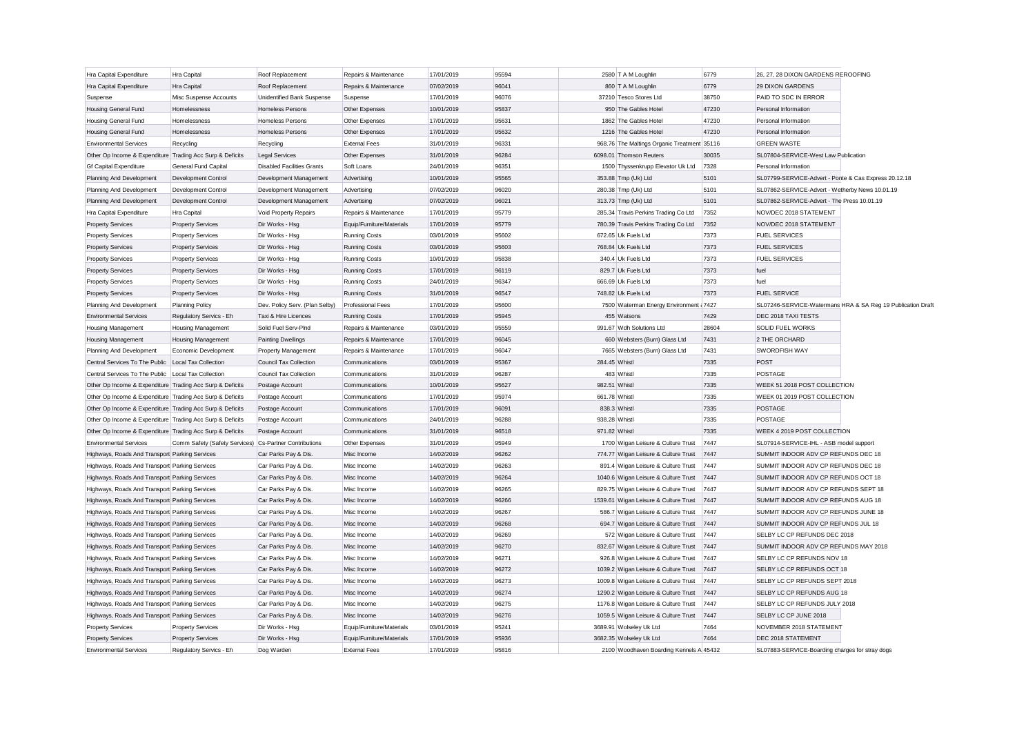| | | | | | | | | | |
|---|---|---|---|---|---|---|---|---|---|
| Hra Capital Expenditure | Hra Capital | Roof Replacement | Repairs & Maintenance | 17/01/2019 | 95594 | 2580 | T A M Loughlin | 6779 | 26, 27, 28 DIXON GARDENS REROOFING |
| Hra Capital Expenditure | Hra Capital | Roof Replacement | Repairs & Maintenance | 07/02/2019 | 96041 | 860 | T A M Loughlin | 6779 | 29 DIXON GARDENS |
| Suspense | Misc Suspense Accounts | Unidentified Bank Suspense | Suspense | 17/01/2019 | 96076 | 37210 | Tesco Stores Ltd | 38750 | PAID TO SDC IN ERROR |
| Housing General Fund | Homelessness | Homeless Persons | Other Expenses | 10/01/2019 | 95837 | 950 | The Gables Hotel | 47230 | Personal Information |
| Housing General Fund | Homelessness | Homeless Persons | Other Expenses | 17/01/2019 | 95631 | 1862 | The Gables Hotel | 47230 | Personal Information |
| Housing General Fund | Homelessness | Homeless Persons | Other Expenses | 17/01/2019 | 95632 | 1216 | The Gables Hotel | 47230 | Personal Information |
| Environmental Services | Recycling | Recycling | External Fees | 31/01/2019 | 96331 | 968.76 | The Maltings Organic Treatment | 35116 | GREEN WASTE |
| Other Op Income & Expenditure | Trading Acc Surp & Deficits | Legal Services | Other Expenses | 31/01/2019 | 96284 | 6098.01 | Thomson Reuters | 30035 | SL07804-SERVICE-West Law Publication |
| Gf Capital Expenditure | General Fund Capital | Disabled Facilities Grants | Soft Loans | 24/01/2019 | 96351 | 1500 | Thyssenkrupp Elevator Uk Ltd | 7328 | Personal Information |
| Planning And Development | Development Control | Development Management | Advertising | 10/01/2019 | 95565 | 353.88 | Tmp (Uk) Ltd | 5101 | SL07799-SERVICE-Advert - Ponte & Cas Express 20.12.18 |
| Planning And Development | Development Control | Development Management | Advertising | 07/02/2019 | 96020 | 280.38 | Tmp (Uk) Ltd | 5101 | SL07862-SERVICE-Advert - Wetherby News 10.01.19 |
| Planning And Development | Development Control | Development Management | Advertising | 07/02/2019 | 96021 | 313.73 | Tmp (Uk) Ltd | 5101 | SL07862-SERVICE-Advert - The Press 10.01.19 |
| Hra Capital Expenditure | Hra Capital | Void Property Repairs | Repairs & Maintenance | 17/01/2019 | 95779 | 285.34 | Travis Perkins Trading Co Ltd | 7352 | NOV/DEC 2018 STATEMENT |
| Property Services | Property Services | Dir Works - Hsg | Equip/Furniture/Materials | 17/01/2019 | 95779 | 780.39 | Travis Perkins Trading Co Ltd | 7352 | NOV/DEC 2018 STATEMENT |
| Property Services | Property Services | Dir Works - Hsg | Running Costs | 03/01/2019 | 95602 | 672.65 | Uk Fuels Ltd | 7373 | FUEL SERVICES |
| Property Services | Property Services | Dir Works - Hsg | Running Costs | 03/01/2019 | 95603 | 768.84 | Uk Fuels Ltd | 7373 | FUEL SERVICES |
| Property Services | Property Services | Dir Works - Hsg | Running Costs | 10/01/2019 | 95838 | 340.4 | Uk Fuels Ltd | 7373 | FUEL SERVICES |
| Property Services | Property Services | Dir Works - Hsg | Running Costs | 17/01/2019 | 96119 | 829.7 | Uk Fuels Ltd | 7373 | fuel |
| Property Services | Property Services | Dir Works - Hsg | Running Costs | 24/01/2019 | 96347 | 666.69 | Uk Fuels Ltd | 7373 | fuel |
| Property Services | Property Services | Dir Works - Hsg | Running Costs | 31/01/2019 | 96547 | 748.82 | Uk Fuels Ltd | 7373 | FUEL SERVICE |
| Planning And Development | Planning Policy | Dev. Policy Serv. (Plan Selby) | Professional Fees | 17/01/2019 | 95600 | 7500 | Waterman Energy Environment & | 7427 | SL07246-SERVICE-Watermans HRA & SA Reg 19 Publication Draft |
| Environmental Services | Regulatory Servics - Eh | Taxi & Hire Licences | Running Costs | 17/01/2019 | 95945 | 455 | Watsons | 7429 | DEC 2018 TAXI TESTS |
| Housing Management | Housing Management | Solid Fuel Serv-Plnd | Repairs & Maintenance | 03/01/2019 | 95559 | 991.67 | Wdh Solutions Ltd | 28604 | SOLID FUEL WORKS |
| Housing Management | Housing Management | Painting Dwellings | Repairs & Maintenance | 17/01/2019 | 96045 | 660 | Websters (Burn) Glass Ltd | 7431 | 2 THE ORCHARD |
| Planning And Development | Economic Development | Property Management | Repairs & Maintenance | 17/01/2019 | 96047 | 7665 | Websters (Burn) Glass Ltd | 7431 | SWORDFISH WAY |
| Central Services To The Public | Local Tax Collection | Council Tax Collection | Communications | 03/01/2019 | 95367 | 284.45 | Whistl | 7335 | POST |
| Central Services To The Public | Local Tax Collection | Council Tax Collection | Communications | 31/01/2019 | 96287 | 483 | Whistl | 7335 | POSTAGE |
| Other Op Income & Expenditure | Trading Acc Surp & Deficits | Postage Account | Communications | 10/01/2019 | 95627 | 982.51 | Whistl | 7335 | WEEK 51 2018 POST COLLECTION |
| Other Op Income & Expenditure | Trading Acc Surp & Deficits | Postage Account | Communications | 17/01/2019 | 95974 | 661.78 | Whistl | 7335 | WEEK 01 2019 POST COLLECTION |
| Other Op Income & Expenditure | Trading Acc Surp & Deficits | Postage Account | Communications | 17/01/2019 | 96091 | 838.3 | Whistl | 7335 | POSTAGE |
| Other Op Income & Expenditure | Trading Acc Surp & Deficits | Postage Account | Communications | 24/01/2019 | 96288 | 938.28 | Whistl | 7335 | POSTAGE |
| Other Op Income & Expenditure | Trading Acc Surp & Deficits | Postage Account | Communications | 31/01/2019 | 96518 | 971.82 | Whistl | 7335 | WEEK 4 2019 POST COLLECTION |
| Environmental Services | Comm Safety (Safety Services) | Cs-Partner Contributions | Other Expenses | 31/01/2019 | 95949 | 1700 | Wigan Leisure & Culture Trust | 7447 | SL07914-SERVICE-IHL - ASB model support |
| Highways, Roads And Transport | Parking Services | Car Parks Pay & Dis. | Misc Income | 14/02/2019 | 96262 | 774.77 | Wigan Leisure & Culture Trust | 7447 | SUMMIT INDOOR ADV CP REFUNDS DEC 18 |
| Highways, Roads And Transport | Parking Services | Car Parks Pay & Dis. | Misc Income | 14/02/2019 | 96263 | 891.4 | Wigan Leisure & Culture Trust | 7447 | SUMMIT INDOOR ADV CP REFUNDS DEC 18 |
| Highways, Roads And Transport | Parking Services | Car Parks Pay & Dis. | Misc Income | 14/02/2019 | 96264 | 1040.6 | Wigan Leisure & Culture Trust | 7447 | SUMMIT INDOOR ADV CP REFUNDS OCT 18 |
| Highways, Roads And Transport | Parking Services | Car Parks Pay & Dis. | Misc Income | 14/02/2019 | 96265 | 829.75 | Wigan Leisure & Culture Trust | 7447 | SUMMIT INDOOR ADV CP REFUNDS SEPT 18 |
| Highways, Roads And Transport | Parking Services | Car Parks Pay & Dis. | Misc Income | 14/02/2019 | 96266 | 1539.61 | Wigan Leisure & Culture Trust | 7447 | SUMMIT INDOOR ADV CP REFUNDS AUG 18 |
| Highways, Roads And Transport | Parking Services | Car Parks Pay & Dis. | Misc Income | 14/02/2019 | 96267 | 586.7 | Wigan Leisure & Culture Trust | 7447 | SUMMIT INDOOR ADV CP REFUNDS JUNE 18 |
| Highways, Roads And Transport | Parking Services | Car Parks Pay & Dis. | Misc Income | 14/02/2019 | 96268 | 694.7 | Wigan Leisure & Culture Trust | 7447 | SUMMIT INDOOR ADV CP REFUNDS JUL 18 |
| Highways, Roads And Transport | Parking Services | Car Parks Pay & Dis. | Misc Income | 14/02/2019 | 96269 | 572 | Wigan Leisure & Culture Trust | 7447 | SELBY LC CP REFUNDS DEC 2018 |
| Highways, Roads And Transport | Parking Services | Car Parks Pay & Dis. | Misc Income | 14/02/2019 | 96270 | 832.67 | Wigan Leisure & Culture Trust | 7447 | SUMMIT INDOOR ADV CP REFUNDS MAY 2018 |
| Highways, Roads And Transport | Parking Services | Car Parks Pay & Dis. | Misc Income | 14/02/2019 | 96271 | 926.8 | Wigan Leisure & Culture Trust | 7447 | SELBY LC CP REFUNDS NOV 18 |
| Highways, Roads And Transport | Parking Services | Car Parks Pay & Dis. | Misc Income | 14/02/2019 | 96272 | 1039.2 | Wigan Leisure & Culture Trust | 7447 | SELBY LC CP REFUNDS OCT 18 |
| Highways, Roads And Transport | Parking Services | Car Parks Pay & Dis. | Misc Income | 14/02/2019 | 96273 | 1009.8 | Wigan Leisure & Culture Trust | 7447 | SELBY LC CP REFUNDS SEPT 2018 |
| Highways, Roads And Transport | Parking Services | Car Parks Pay & Dis. | Misc Income | 14/02/2019 | 96274 | 1290.2 | Wigan Leisure & Culture Trust | 7447 | SELBY LC CP REFUNDS AUG 18 |
| Highways, Roads And Transport | Parking Services | Car Parks Pay & Dis. | Misc Income | 14/02/2019 | 96275 | 1176.8 | Wigan Leisure & Culture Trust | 7447 | SELBY LC CP REFUNDS JULY 2018 |
| Highways, Roads And Transport | Parking Services | Car Parks Pay & Dis. | Misc Income | 14/02/2019 | 96276 | 1059.5 | Wigan Leisure & Culture Trust | 7447 | SELBY LC CP JUNE 2018 |
| Property Services | Property Services | Dir Works - Hsg | Equip/Furniture/Materials | 03/01/2019 | 95241 | 3689.91 | Wolseley Uk Ltd | 7464 | NOVEMBER 2018 STATEMENT |
| Property Services | Property Services | Dir Works - Hsg | Equip/Furniture/Materials | 17/01/2019 | 95936 | 3682.35 | Wolseley Uk Ltd | 7464 | DEC 2018 STATEMENT |
| Environmental Services | Regulatory Servics - Eh | Dog Warden | External Fees | 17/01/2019 | 95816 | 2100 | Woodhaven Boarding Kennels A | 45432 | SL07883-SERVICE-Boarding charges for stray dogs |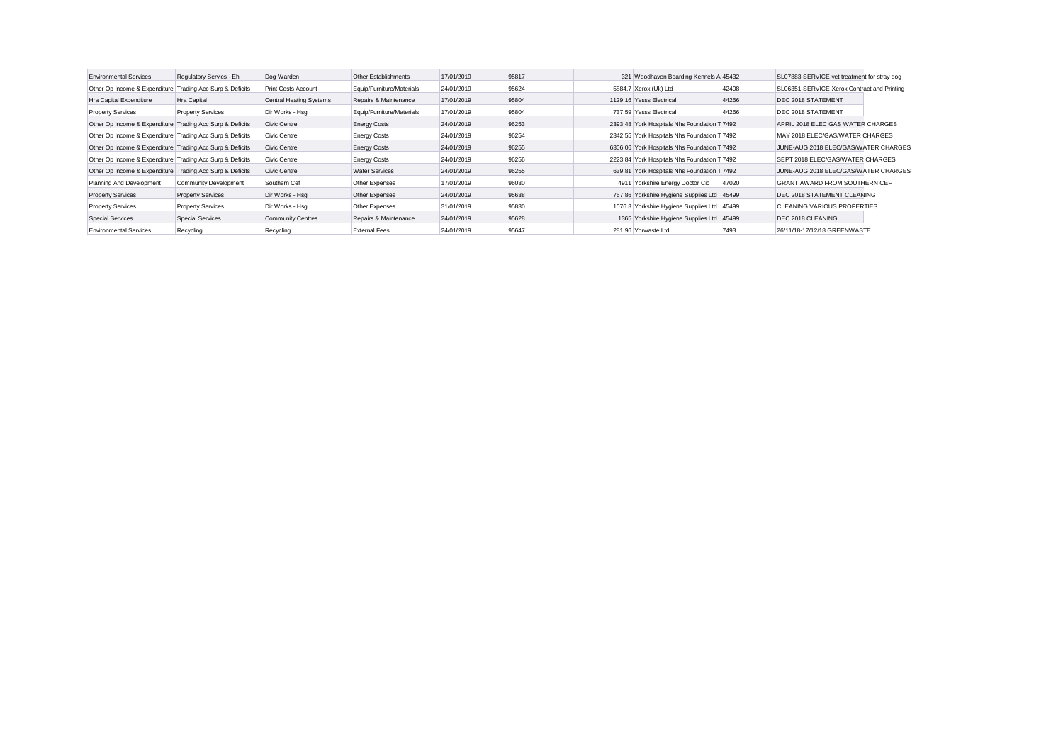| | | | | | | | | | |
|---|---|---|---|---|---|---|---|---|---|
| Environmental Services | Regulatory Servics - Eh | Dog Warden | Other Establishments | 17/01/2019 | 95817 | 321 | Woodhaven Boarding Kennels A | 45432 | SL07883-SERVICE-vet treatment for stray dog |
| Other Op Income & Expenditure | Trading Acc Surp & Deficits | Print Costs Account | Equip/Furniture/Materials | 24/01/2019 | 95624 | 5884.7 | Xerox (Uk) Ltd | 42408 | SL06351-SERVICE-Xerox Contract and Printing |
| Hra Capital Expenditure | Hra Capital | Central Heating Systems | Repairs & Maintenance | 17/01/2019 | 95804 | 1129.16 | Yesss Electrical | 44266 | DEC 2018 STATEMENT |
| Property Services | Property Services | Dir Works - Hsg | Equip/Furniture/Materials | 17/01/2019 | 95804 | 737.59 | Yesss Electrical | 44266 | DEC 2018 STATEMENT |
| Other Op Income & Expenditure | Trading Acc Surp & Deficits | Civic Centre | Energy Costs | 24/01/2019 | 96253 | 2393.48 | York Hospitals Nhs Foundation T | 7492 | APRIL 2018 ELEC GAS WATER CHARGES |
| Other Op Income & Expenditure | Trading Acc Surp & Deficits | Civic Centre | Energy Costs | 24/01/2019 | 96254 | 2342.55 | York Hospitals Nhs Foundation T | 7492 | MAY 2018 ELEC/GAS/WATER CHARGES |
| Other Op Income & Expenditure | Trading Acc Surp & Deficits | Civic Centre | Energy Costs | 24/01/2019 | 96255 | 6306.06 | York Hospitals Nhs Foundation T | 7492 | JUNE-AUG 2018 ELEC/GAS/WATER CHARGES |
| Other Op Income & Expenditure | Trading Acc Surp & Deficits | Civic Centre | Energy Costs | 24/01/2019 | 96256 | 2223.84 | York Hospitals Nhs Foundation T | 7492 | SEPT 2018 ELEC/GAS/WATER CHARGES |
| Other Op Income & Expenditure | Trading Acc Surp & Deficits | Civic Centre | Water Services | 24/01/2019 | 96255 | 639.81 | York Hospitals Nhs Foundation T | 7492 | JUNE-AUG 2018 ELEC/GAS/WATER CHARGES |
| Planning And Development | Community Development | Southern Cef | Other Expenses | 17/01/2019 | 96030 | 4911 | Yorkshire Energy Doctor Cic | 47020 | GRANT AWARD FROM SOUTHERN CEF |
| Property Services | Property Services | Dir Works - Hsg | Other Expenses | 24/01/2019 | 95638 | 767.86 | Yorkshire Hygiene Supplies Ltd | 45499 | DEC 2018 STATEMENT CLEANING |
| Property Services | Property Services | Dir Works - Hsg | Other Expenses | 31/01/2019 | 95830 | 1076.3 | Yorkshire Hygiene Supplies Ltd | 45499 | CLEANING VARIOUS PROPERTIES |
| Special Services | Special Services | Community Centres | Repairs & Maintenance | 24/01/2019 | 95628 | 1365 | Yorkshire Hygiene Supplies Ltd | 45499 | DEC 2018 CLEANING |
| Environmental Services | Recycling | Recycling | External Fees | 24/01/2019 | 95647 | 281.96 | Yorwaste Ltd | 7493 | 26/11/18-17/12/18 GREENWASTE |